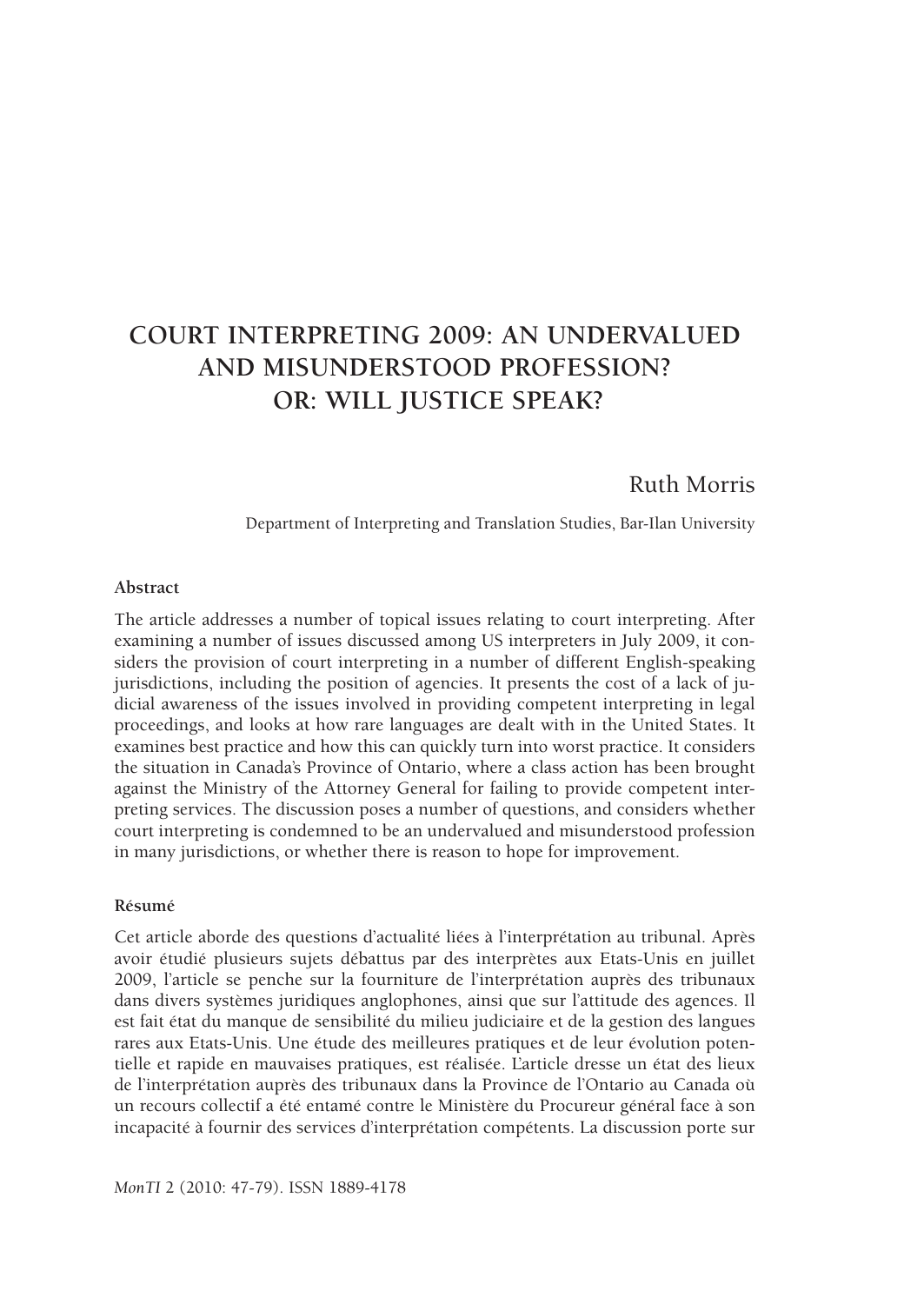# COURT INTERPRETING 2009: AN UNDERVALUED AND MISUNDERSTOOD PROFESSION? OR: WILL JUSTICE SPEAK?

Ruth Morris

Department of Interpreting and Translation Studies, Bar-Ilan University

### Abstract

The article addresses a number of topical issues relating to court interpreting. After examining a number of issues discussed among US interpreters in July 2009, it considers the provision of court interpreting in a number of different English-speaking jurisdictions, including the position of agencies. It presents the cost of a lack of judicial awareness of the issues involved in providing competent interpreting in legal proceedings, and looks at how rare languages are dealt with in the United States. It examines best practice and how this can quickly turn into worst practice. It considers the situation in Canada's Province of Ontario, where a class action has been brought against the Ministry of the Attorney General for failing to provide competent interpreting services. The discussion poses a number of questions, and considers whether court interpreting is condemned to be an undervalued and misunderstood profession in many jurisdictions, or whether there is reason to hope for improvement.

### Résumé

Cet article aborde des questions d'actualité liées à l'interprétation au tribunal. Après avoir étudié plusieurs sujets débattus par des interprètes aux Etats-Unis en juillet 2009, l'article se penche sur la fourniture de l'interprétation auprès des tribunaux dans divers systèmes juridiques anglophones, ainsi que sur l'attitude des agences. Il est fait état du manque de sensibilité du milieu judiciaire et de la gestion des langues rares aux Etats-Unis. Une étude des meilleures pratiques et de leur évolution potentielle et rapide en mauvaises pratiques, est réalisée. L'article dresse un état des lieux de l'interprétation auprès des tribunaux dans la Province de l'Ontario au Canada où un recours collectif a été entamé contre le Ministère du Procureur général face à son incapacité à fournir des services d'interprétation compétents. La discussion porte sur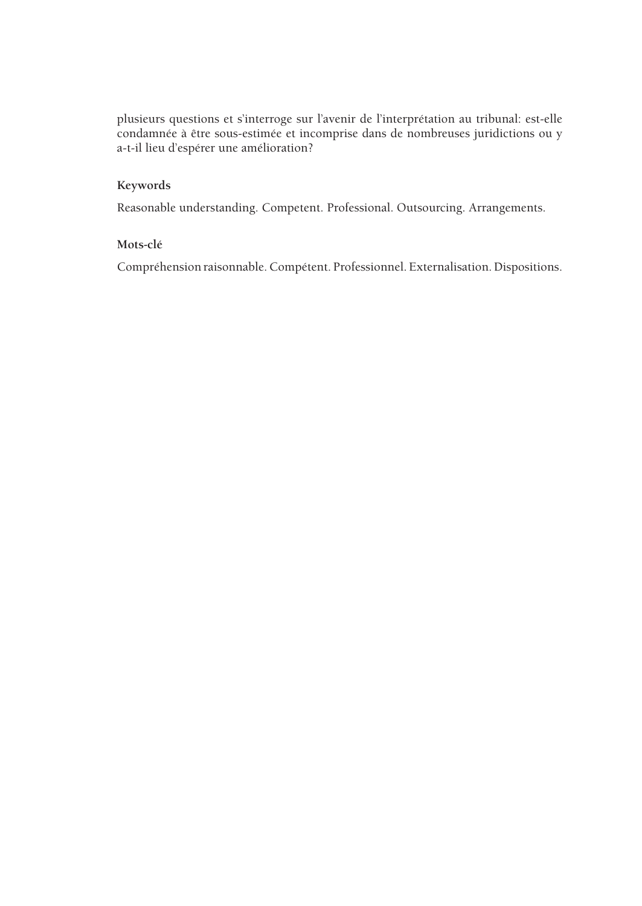plusieurs questions et s'interroge sur l'avenir de l'interprétation au tribunal: est-elle condamnée à être sous-estimée et incomprise dans de nombreuses juridictions ou y a-t-il lieu d'espérer une amélioration?

**Keywords**

Reasonable understanding. Competent. Professional. Outsourcing. Arrangements.

**Mots-clé**

Compréhension raisonnable. Compétent. Professionnel. Externalisation. Dispositions.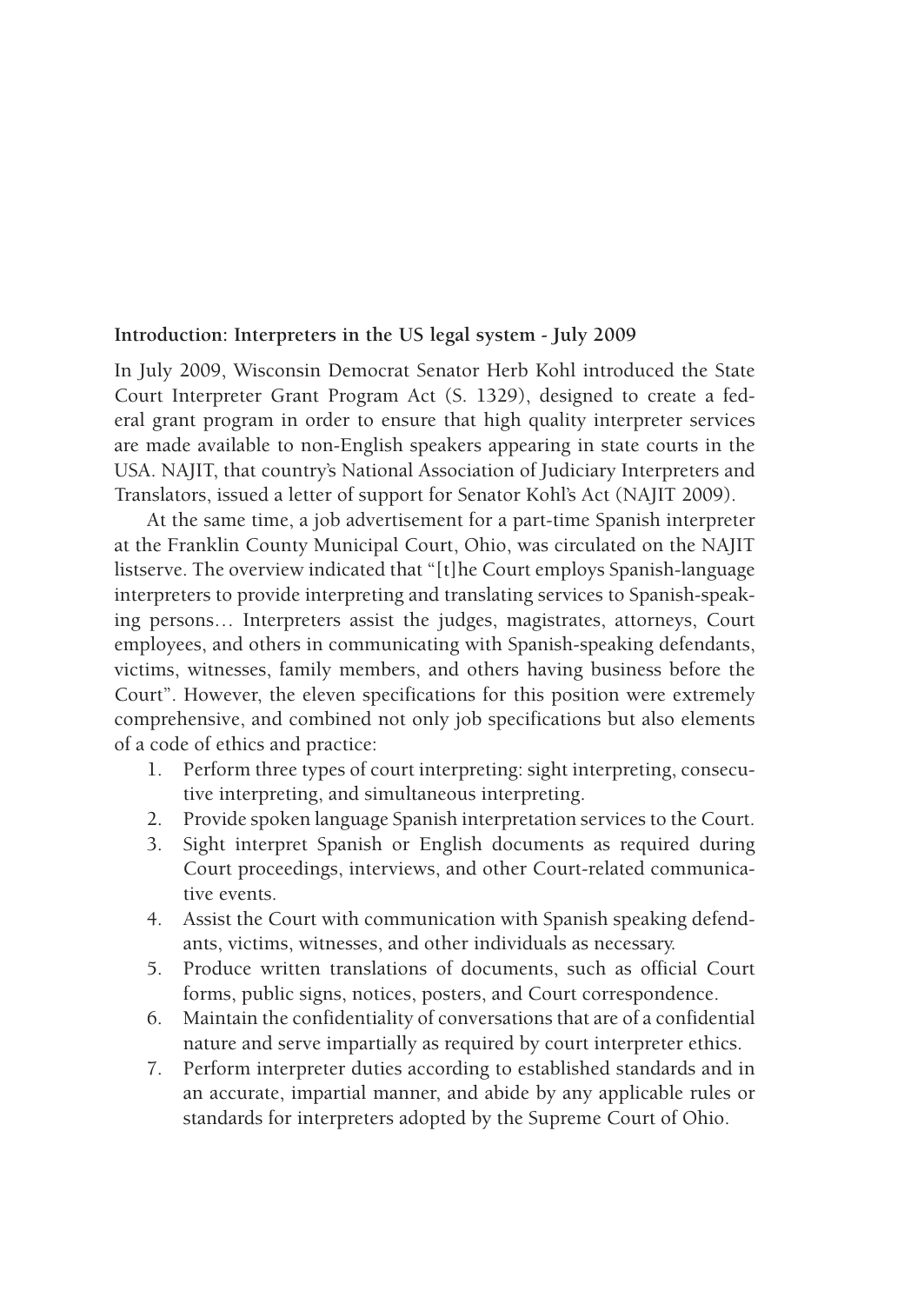**Introduction: Interpreters in the US legal system - July 2009**

In July 2009, Wisconsin Democrat Senator Herb Kohl introduced the State Court Interpreter Grant Program Act (S. 1329), designed to create a federal grant program in order to ensure that high quality interpreter services are made available to non-English speakers appearing in state courts in the USA. NAJIT, that country's National Association of Judiciary Interpreters and Translators, issued a letter of support for Senator Kohl's Act (NAJIT 2009).

At the same time, a job advertisement for a part-time Spanish interpreter at the Franklin County Municipal Court, Ohio, was circulated on the NAJIT listserve. The overview indicated that "[t]he Court employs Spanish-language interpreters to provide interpreting and translating services to Spanish-speaking persons… Interpreters assist the judges, magistrates, attorneys, Court employees, and others in communicating with Spanish-speaking defendants, victims, witnesses, family members, and others having business before the Court". However, the eleven specifications for this position were extremely comprehensive, and combined not only job specifications but also elements of a code of ethics and practice:

1. Perform three types of court interpreting: sight interpreting, consecutive interpreting, and simultaneous interpreting.
2. Provide spoken language Spanish interpretation services to the Court.
3. Sight interpret Spanish or English documents as required during Court proceedings, interviews, and other Court-related communicative events.
4. Assist the Court with communication with Spanish speaking defendants, victims, witnesses, and other individuals as necessary.
5. Produce written translations of documents, such as official Court forms, public signs, notices, posters, and Court correspondence.
6. Maintain the confidentiality of conversations that are of a confidential nature and serve impartially as required by court interpreter ethics.
7. Perform interpreter duties according to established standards and in an accurate, impartial manner, and abide by any applicable rules or standards for interpreters adopted by the Supreme Court of Ohio.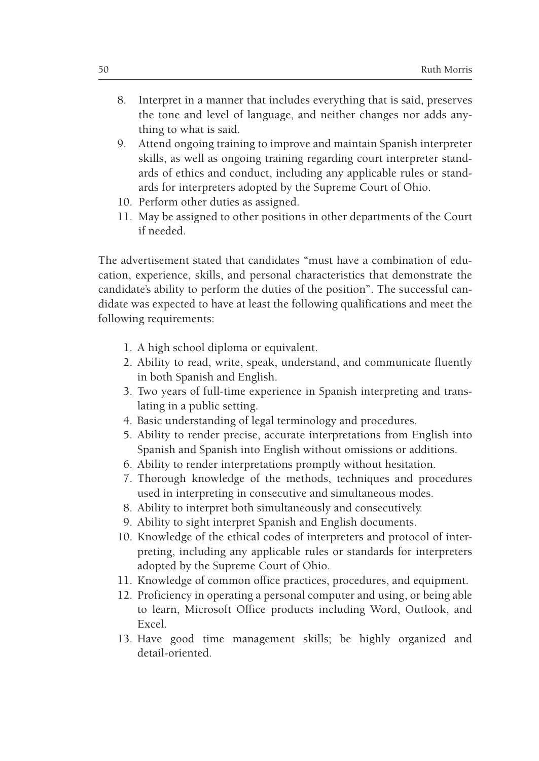8. Interpret in a manner that includes everything that is said, preserves the tone and level of language, and neither changes nor adds anything to what is said.
9. Attend ongoing training to improve and maintain Spanish interpreter skills, as well as ongoing training regarding court interpreter standards of ethics and conduct, including any applicable rules or standards for interpreters adopted by the Supreme Court of Ohio.
10. Perform other duties as assigned.
11. May be assigned to other positions in other departments of the Court if needed.

The advertisement stated that candidates "must have a combination of education, experience, skills, and personal characteristics that demonstrate the candidate's ability to perform the duties of the position". The successful candidate was expected to have at least the following qualifications and meet the following requirements:

1. A high school diploma or equivalent.
2. Ability to read, write, speak, understand, and communicate fluently in both Spanish and English.
3. Two years of full-time experience in Spanish interpreting and translating in a public setting.
4. Basic understanding of legal terminology and procedures.
5. Ability to render precise, accurate interpretations from English into Spanish and Spanish into English without omissions or additions.
6. Ability to render interpretations promptly without hesitation.
7. Thorough knowledge of the methods, techniques and procedures used in interpreting in consecutive and simultaneous modes.
8. Ability to interpret both simultaneously and consecutively.
9. Ability to sight interpret Spanish and English documents.
10. Knowledge of the ethical codes of interpreters and protocol of interpreting, including any applicable rules or standards for interpreters adopted by the Supreme Court of Ohio.
11. Knowledge of common office practices, procedures, and equipment.
12. Proficiency in operating a personal computer and using, or being able to learn, Microsoft Office products including Word, Outlook, and Excel.
13. Have good time management skills; be highly organized and detail-oriented.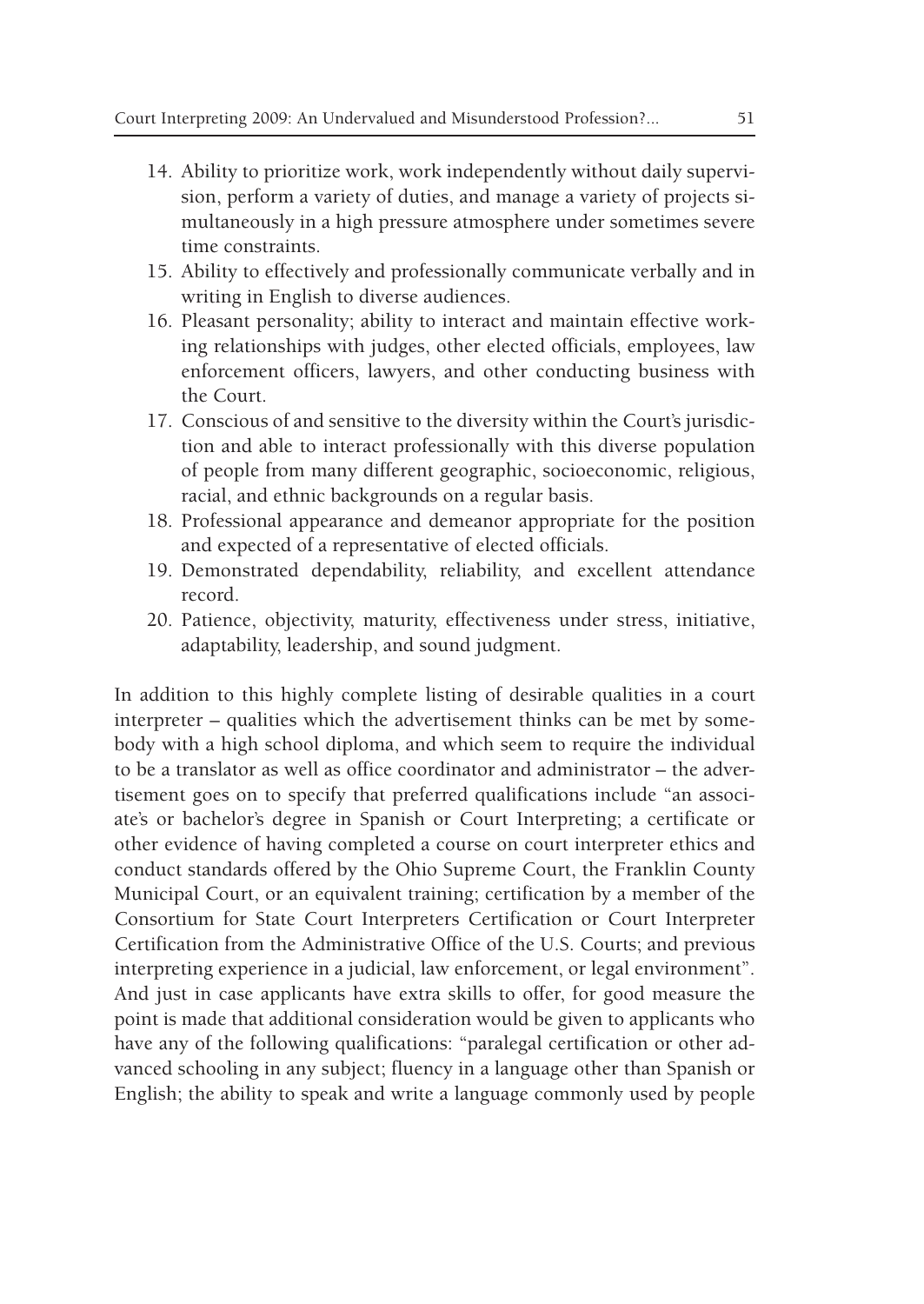14. Ability to prioritize work, work independently without daily supervision, perform a variety of duties, and manage a variety of projects simultaneously in a high pressure atmosphere under sometimes severe time constraints.
15. Ability to effectively and professionally communicate verbally and in writing in English to diverse audiences.
16. Pleasant personality; ability to interact and maintain effective working relationships with judges, other elected officials, employees, law enforcement officers, lawyers, and other conducting business with the Court.
17. Conscious of and sensitive to the diversity within the Court's jurisdiction and able to interact professionally with this diverse population of people from many different geographic, socioeconomic, religious, racial, and ethnic backgrounds on a regular basis.
18. Professional appearance and demeanor appropriate for the position and expected of a representative of elected officials.
19. Demonstrated dependability, reliability, and excellent attendance record.
20. Patience, objectivity, maturity, effectiveness under stress, initiative, adaptability, leadership, and sound judgment.

In addition to this highly complete listing of desirable qualities in a court interpreter – qualities which the advertisement thinks can be met by somebody with a high school diploma, and which seem to require the individual to be a translator as well as office coordinator and administrator – the advertisement goes on to specify that preferred qualifications include "an associate's or bachelor's degree in Spanish or Court Interpreting; a certificate or other evidence of having completed a course on court interpreter ethics and conduct standards offered by the Ohio Supreme Court, the Franklin County Municipal Court, or an equivalent training; certification by a member of the Consortium for State Court Interpreters Certification or Court Interpreter Certification from the Administrative Office of the U.S. Courts; and previous interpreting experience in a judicial, law enforcement, or legal environment". And just in case applicants have extra skills to offer, for good measure the point is made that additional consideration would be given to applicants who have any of the following qualifications: "paralegal certification or other advanced schooling in any subject; fluency in a language other than Spanish or English; the ability to speak and write a language commonly used by people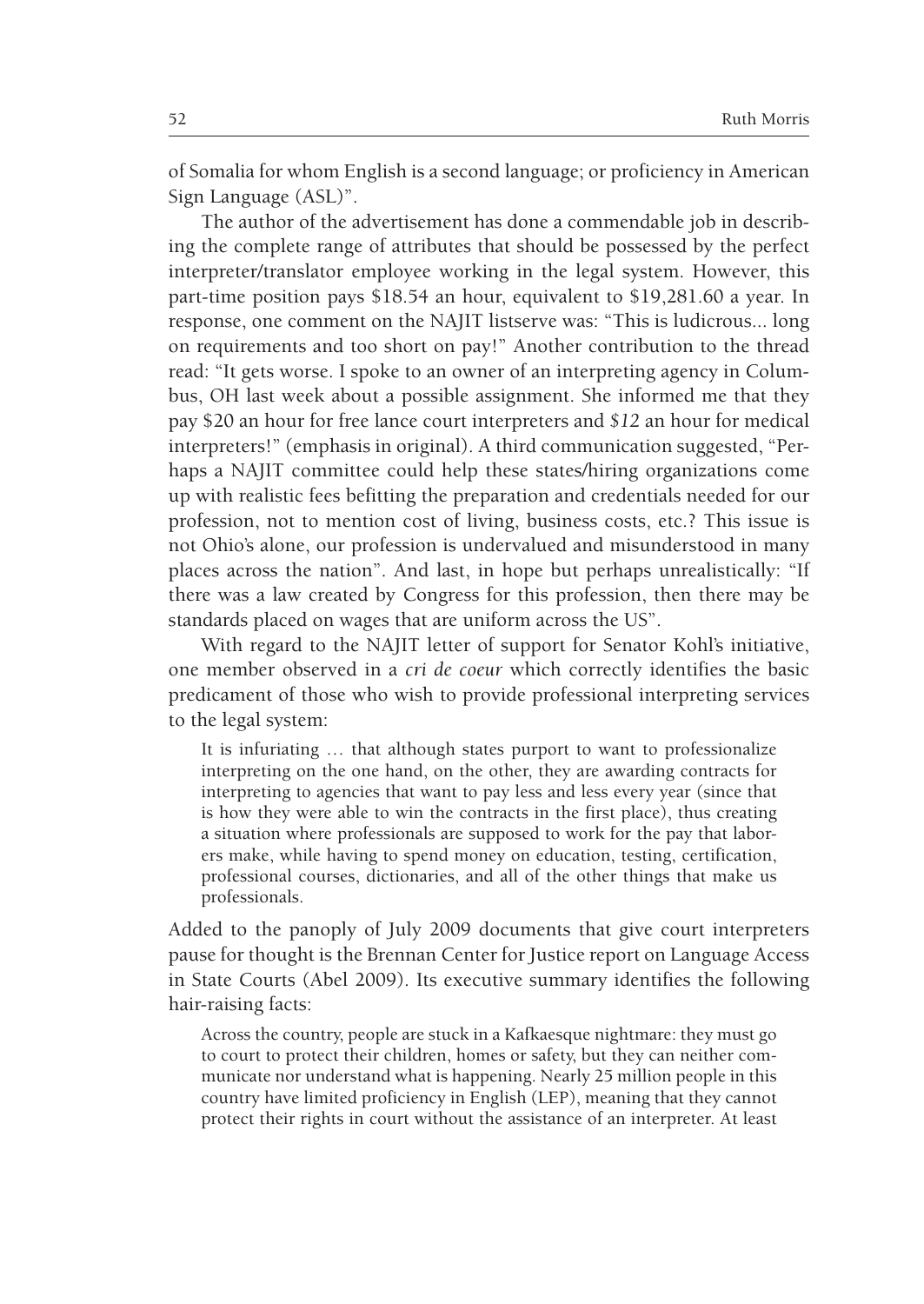of Somalia for whom English is a second language; or proficiency in American Sign Language (ASL)".

The author of the advertisement has done a commendable job in describing the complete range of attributes that should be possessed by the perfect interpreter/translator employee working in the legal system. However, this part-time position pays $18.54 an hour, equivalent to $19,281.60 a year. In response, one comment on the NAJIT listserve was: "This is ludicrous... long on requirements and too short on pay!" Another contribution to the thread read: "It gets worse. I spoke to an owner of an interpreting agency in Columbus, OH last week about a possible assignment. She informed me that they pay $20 an hour for free lance court interpreters and *$12* an hour for medical interpreters!" (emphasis in original). A third communication suggested, "Perhaps a NAJIT committee could help these states/hiring organizations come up with realistic fees befitting the preparation and credentials needed for our profession, not to mention cost of living, business costs, etc.? This issue is not Ohio's alone, our profession is undervalued and misunderstood in many places across the nation". And last, in hope but perhaps unrealistically: "If there was a law created by Congress for this profession, then there may be standards placed on wages that are uniform across the US".

With regard to the NAJIT letter of support for Senator Kohl's initiative, one member observed in a *cri de coeur* which correctly identifies the basic predicament of those who wish to provide professional interpreting services to the legal system:

> It is infuriating … that although states purport to want to professionalize interpreting on the one hand, on the other, they are awarding contracts for interpreting to agencies that want to pay less and less every year (since that is how they were able to win the contracts in the first place), thus creating a situation where professionals are supposed to work for the pay that laborers make, while having to spend money on education, testing, certification, professional courses, dictionaries, and all of the other things that make us professionals.

Added to the panoply of July 2009 documents that give court interpreters pause for thought is the Brennan Center for Justice report on Language Access in State Courts (Abel 2009). Its executive summary identifies the following hair-raising facts:

> Across the country, people are stuck in a Kafkaesque nightmare: they must go to court to protect their children, homes or safety, but they can neither communicate nor understand what is happening. Nearly 25 million people in this country have limited proficiency in English (LEP), meaning that they cannot protect their rights in court without the assistance of an interpreter. At least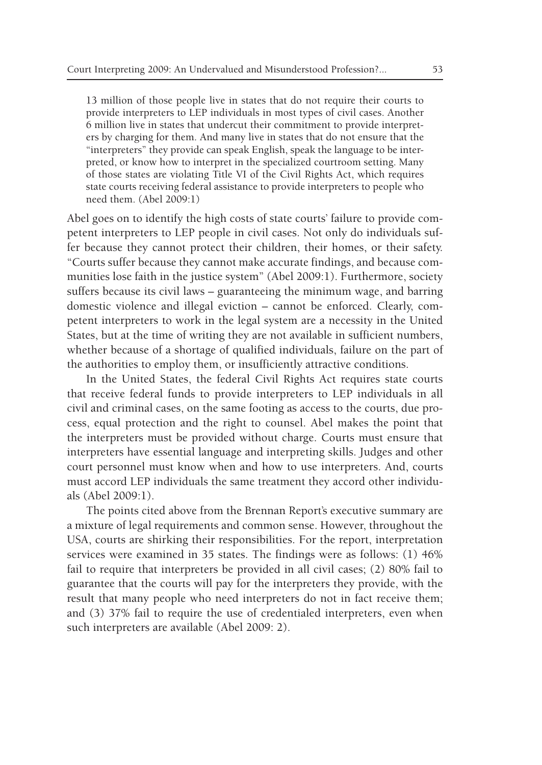> 13 million of those people live in states that do not require their courts to provide interpreters to LEP individuals in most types of civil cases. Another 6 million live in states that undercut their commitment to provide interpreters by charging for them. And many live in states that do not ensure that the "interpreters" they provide can speak English, speak the language to be interpreted, or know how to interpret in the specialized courtroom setting. Many of those states are violating Title VI of the Civil Rights Act, which requires state courts receiving federal assistance to provide interpreters to people who need them. (Abel 2009:1)

Abel goes on to identify the high costs of state courts' failure to provide competent interpreters to LEP people in civil cases. Not only do individuals suffer because they cannot protect their children, their homes, or their safety. "Courts suffer because they cannot make accurate findings, and because communities lose faith in the justice system" (Abel 2009:1). Furthermore, society suffers because its civil laws – guaranteeing the minimum wage, and barring domestic violence and illegal eviction – cannot be enforced. Clearly, competent interpreters to work in the legal system are a necessity in the United States, but at the time of writing they are not available in sufficient numbers, whether because of a shortage of qualified individuals, failure on the part of the authorities to employ them, or insufficiently attractive conditions.

In the United States, the federal Civil Rights Act requires state courts that receive federal funds to provide interpreters to LEP individuals in all civil and criminal cases, on the same footing as access to the courts, due process, equal protection and the right to counsel. Abel makes the point that the interpreters must be provided without charge. Courts must ensure that interpreters have essential language and interpreting skills. Judges and other court personnel must know when and how to use interpreters. And, courts must accord LEP individuals the same treatment they accord other individuals (Abel 2009:1).

The points cited above from the Brennan Report's executive summary are a mixture of legal requirements and common sense. However, throughout the USA, courts are shirking their responsibilities. For the report, interpretation services were examined in 35 states. The findings were as follows: (1) 46% fail to require that interpreters be provided in all civil cases; (2) 80% fail to guarantee that the courts will pay for the interpreters they provide, with the result that many people who need interpreters do not in fact receive them; and (3) 37% fail to require the use of credentialed interpreters, even when such interpreters are available (Abel 2009: 2).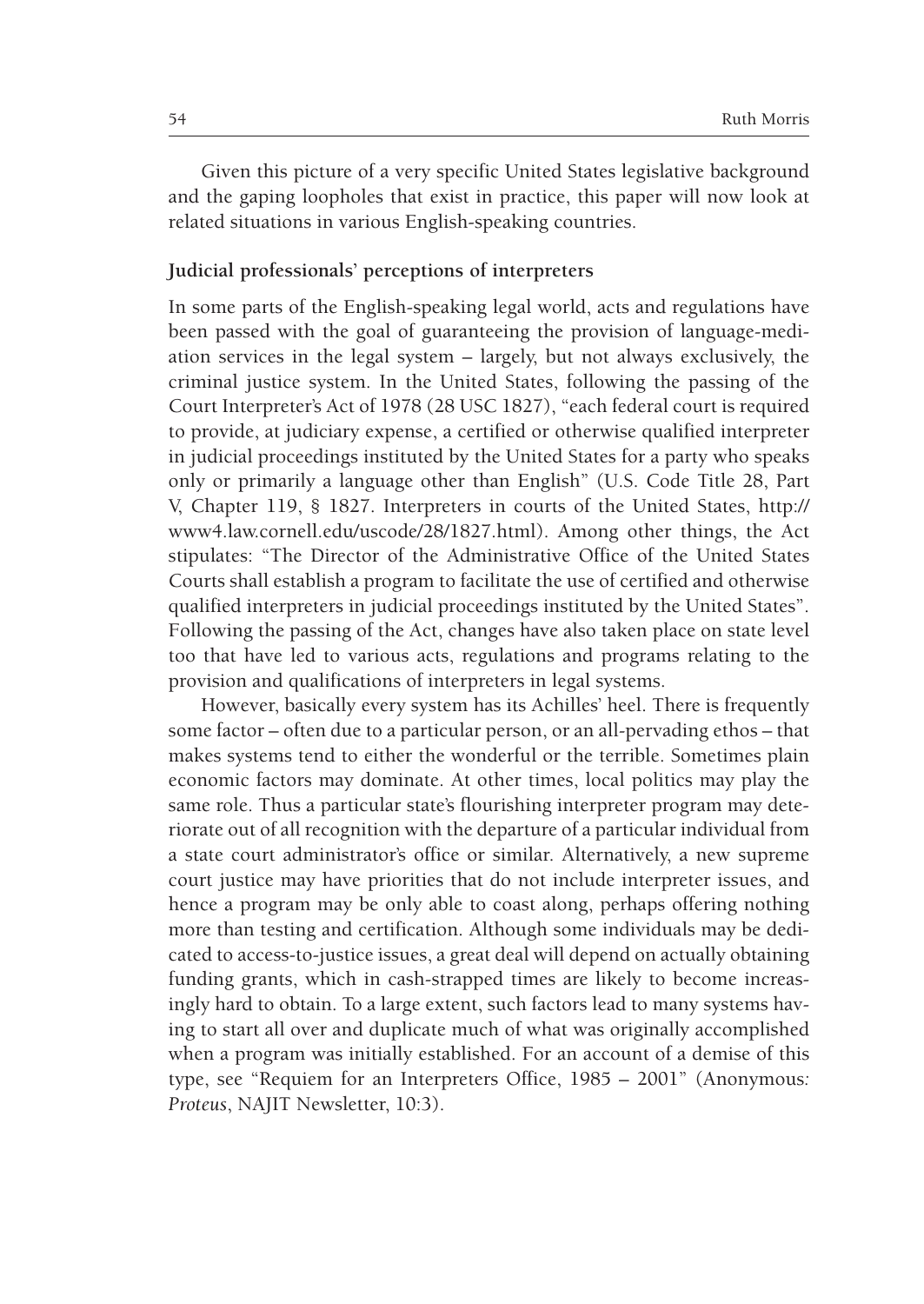Given this picture of a very specific United States legislative background and the gaping loopholes that exist in practice, this paper will now look at related situations in various English-speaking countries.

## Judicial professionals' perceptions of interpreters

In some parts of the English-speaking legal world, acts and regulations have been passed with the goal of guaranteeing the provision of language-mediation services in the legal system – largely, but not always exclusively, the criminal justice system. In the United States, following the passing of the Court Interpreter's Act of 1978 (28 USC 1827), "each federal court is required to provide, at judiciary expense, a certified or otherwise qualified interpreter in judicial proceedings instituted by the United States for a party who speaks only or primarily a language other than English" (U.S. Code Title 28, Part V, Chapter 119, § 1827. Interpreters in courts of the United States, http://www4.law.cornell.edu/uscode/28/1827.html). Among other things, the Act stipulates: "The Director of the Administrative Office of the United States Courts shall establish a program to facilitate the use of certified and otherwise qualified interpreters in judicial proceedings instituted by the United States". Following the passing of the Act, changes have also taken place on state level too that have led to various acts, regulations and programs relating to the provision and qualifications of interpreters in legal systems.

However, basically every system has its Achilles' heel. There is frequently some factor – often due to a particular person, or an all-pervading ethos – that makes systems tend to either the wonderful or the terrible. Sometimes plain economic factors may dominate. At other times, local politics may play the same role. Thus a particular state's flourishing interpreter program may deteriorate out of all recognition with the departure of a particular individual from a state court administrator's office or similar. Alternatively, a new supreme court justice may have priorities that do not include interpreter issues, and hence a program may be only able to coast along, perhaps offering nothing more than testing and certification. Although some individuals may be dedicated to access-to-justice issues, a great deal will depend on actually obtaining funding grants, which in cash-strapped times are likely to become increasingly hard to obtain. To a large extent, such factors lead to many systems having to start all over and duplicate much of what was originally accomplished when a program was initially established. For an account of a demise of this type, see "Requiem for an Interpreters Office, 1985 – 2001" (Anonymous: *Proteus*, NAJIT Newsletter, 10:3).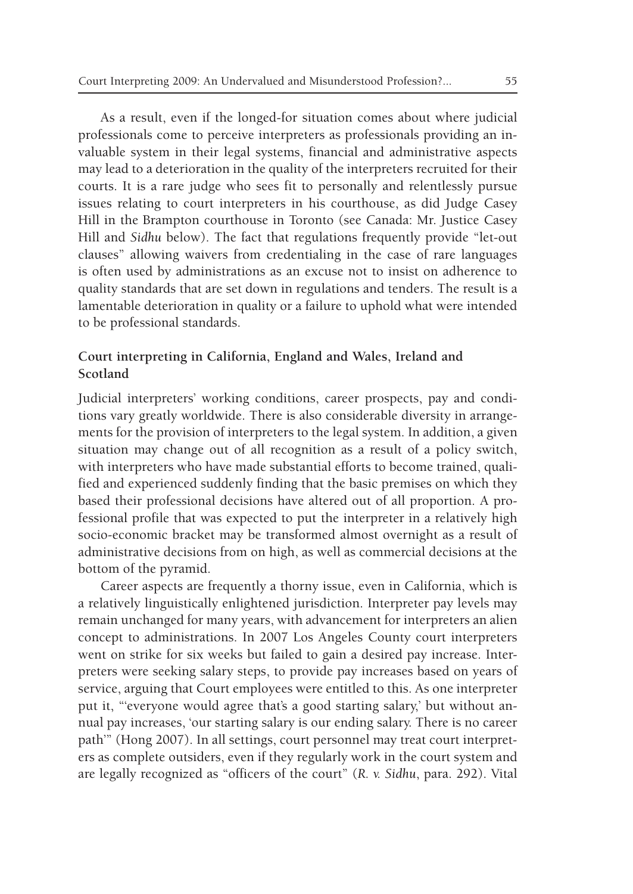As a result, even if the longed-for situation comes about where judicial professionals come to perceive interpreters as professionals providing an invaluable system in their legal systems, financial and administrative aspects may lead to a deterioration in the quality of the interpreters recruited for their courts. It is a rare judge who sees fit to personally and relentlessly pursue issues relating to court interpreters in his courthouse, as did Judge Casey Hill in the Brampton courthouse in Toronto (see Canada: Mr. Justice Casey Hill and *Sidhu* below). The fact that regulations frequently provide "let-out clauses" allowing waivers from credentialing in the case of rare languages is often used by administrations as an excuse not to insist on adherence to quality standards that are set down in regulations and tenders. The result is a lamentable deterioration in quality or a failure to uphold what were intended to be professional standards.

## Court interpreting in California, England and Wales, Ireland and Scotland

Judicial interpreters' working conditions, career prospects, pay and conditions vary greatly worldwide. There is also considerable diversity in arrangements for the provision of interpreters to the legal system. In addition, a given situation may change out of all recognition as a result of a policy switch, with interpreters who have made substantial efforts to become trained, qualified and experienced suddenly finding that the basic premises on which they based their professional decisions have altered out of all proportion. A professional profile that was expected to put the interpreter in a relatively high socio-economic bracket may be transformed almost overnight as a result of administrative decisions from on high, as well as commercial decisions at the bottom of the pyramid.

Career aspects are frequently a thorny issue, even in California, which is a relatively linguistically enlightened jurisdiction. Interpreter pay levels may remain unchanged for many years, with advancement for interpreters an alien concept to administrations. In 2007 Los Angeles County court interpreters went on strike for six weeks but failed to gain a desired pay increase. Interpreters were seeking salary steps, to provide pay increases based on years of service, arguing that Court employees were entitled to this. As one interpreter put it, "'everyone would agree that's a good starting salary,' but without annual pay increases, 'our starting salary is our ending salary. There is no career path'" (Hong 2007). In all settings, court personnel may treat court interpreters as complete outsiders, even if they regularly work in the court system and are legally recognized as "officers of the court" (*R. v. Sidhu*, para. 292). Vital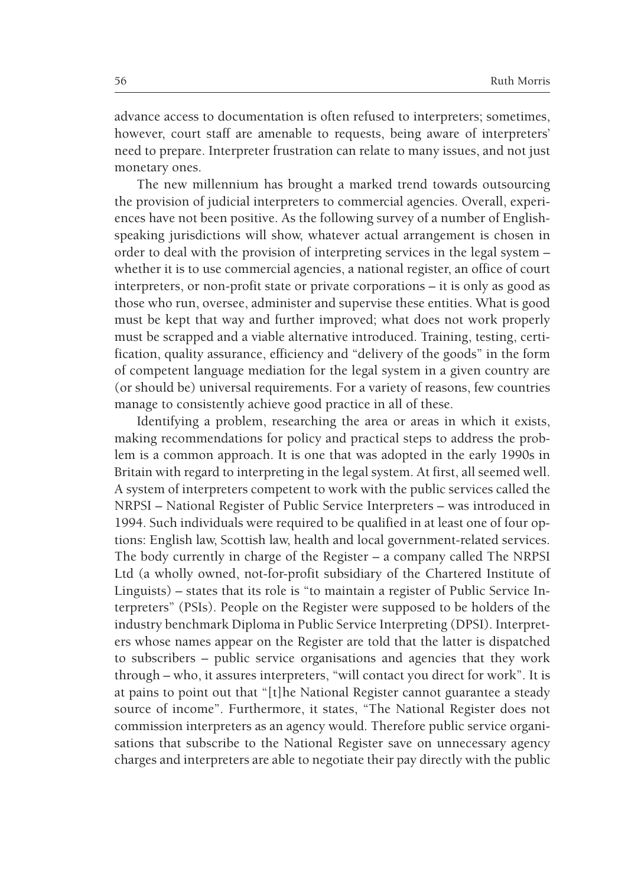advance access to documentation is often refused to interpreters; sometimes, however, court staff are amenable to requests, being aware of interpreters' need to prepare. Interpreter frustration can relate to many issues, and not just monetary ones.

The new millennium has brought a marked trend towards outsourcing the provision of judicial interpreters to commercial agencies. Overall, experiences have not been positive. As the following survey of a number of English-speaking jurisdictions will show, whatever actual arrangement is chosen in order to deal with the provision of interpreting services in the legal system – whether it is to use commercial agencies, a national register, an office of court interpreters, or non-profit state or private corporations – it is only as good as those who run, oversee, administer and supervise these entities. What is good must be kept that way and further improved; what does not work properly must be scrapped and a viable alternative introduced. Training, testing, certification, quality assurance, efficiency and "delivery of the goods" in the form of competent language mediation for the legal system in a given country are (or should be) universal requirements. For a variety of reasons, few countries manage to consistently achieve good practice in all of these.

Identifying a problem, researching the area or areas in which it exists, making recommendations for policy and practical steps to address the problem is a common approach. It is one that was adopted in the early 1990s in Britain with regard to interpreting in the legal system. At first, all seemed well. A system of interpreters competent to work with the public services called the NRPSI – National Register of Public Service Interpreters – was introduced in 1994. Such individuals were required to be qualified in at least one of four options: English law, Scottish law, health and local government-related services. The body currently in charge of the Register – a company called The NRPSI Ltd (a wholly owned, not-for-profit subsidiary of the Chartered Institute of Linguists) – states that its role is "to maintain a register of Public Service Interpreters" (PSIs). People on the Register were supposed to be holders of the industry benchmark Diploma in Public Service Interpreting (DPSI). Interpreters whose names appear on the Register are told that the latter is dispatched to subscribers – public service organisations and agencies that they work through – who, it assures interpreters, "will contact you direct for work". It is at pains to point out that "[t]he National Register cannot guarantee a steady source of income". Furthermore, it states, "The National Register does not commission interpreters as an agency would. Therefore public service organisations that subscribe to the National Register save on unnecessary agency charges and interpreters are able to negotiate their pay directly with the public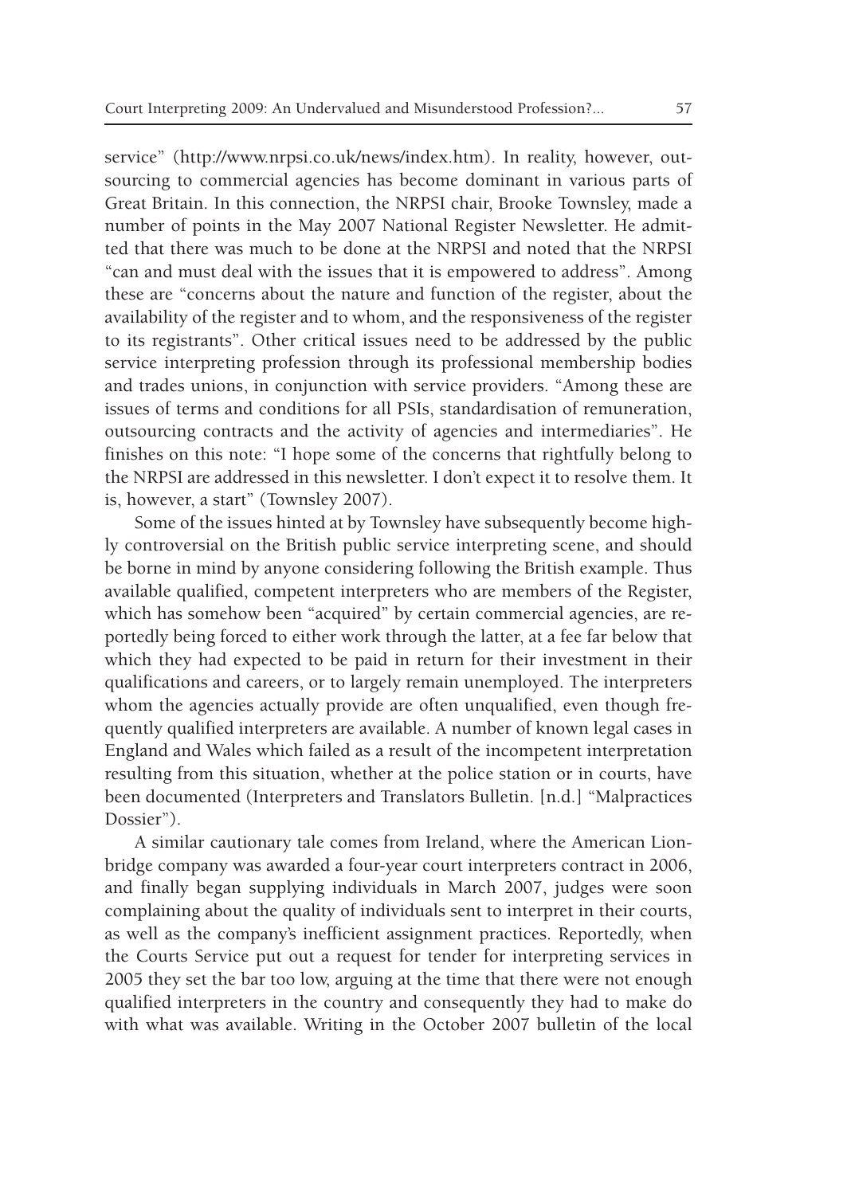service" (http://www.nrpsi.co.uk/news/index.htm). In reality, however, outsourcing to commercial agencies has become dominant in various parts of Great Britain. In this connection, the NRPSI chair, Brooke Townsley, made a number of points in the May 2007 National Register Newsletter. He admitted that there was much to be done at the NRPSI and noted that the NRPSI "can and must deal with the issues that it is empowered to address". Among these are "concerns about the nature and function of the register, about the availability of the register and to whom, and the responsiveness of the register to its registrants". Other critical issues need to be addressed by the public service interpreting profession through its professional membership bodies and trades unions, in conjunction with service providers. "Among these are issues of terms and conditions for all PSIs, standardisation of remuneration, outsourcing contracts and the activity of agencies and intermediaries". He finishes on this note: "I hope some of the concerns that rightfully belong to the NRPSI are addressed in this newsletter. I don't expect it to resolve them. It is, however, a start" (Townsley 2007).

Some of the issues hinted at by Townsley have subsequently become highly controversial on the British public service interpreting scene, and should be borne in mind by anyone considering following the British example. Thus available qualified, competent interpreters who are members of the Register, which has somehow been "acquired" by certain commercial agencies, are reportedly being forced to either work through the latter, at a fee far below that which they had expected to be paid in return for their investment in their qualifications and careers, or to largely remain unemployed. The interpreters whom the agencies actually provide are often unqualified, even though frequently qualified interpreters are available. A number of known legal cases in England and Wales which failed as a result of the incompetent interpretation resulting from this situation, whether at the police station or in courts, have been documented (Interpreters and Translators Bulletin. [n.d.] "Malpractices Dossier").

A similar cautionary tale comes from Ireland, where the American Lionbridge company was awarded a four-year court interpreters contract in 2006, and finally began supplying individuals in March 2007, judges were soon complaining about the quality of individuals sent to interpret in their courts, as well as the company's inefficient assignment practices. Reportedly, when the Courts Service put out a request for tender for interpreting services in 2005 they set the bar too low, arguing at the time that there were not enough qualified interpreters in the country and consequently they had to make do with what was available. Writing in the October 2007 bulletin of the local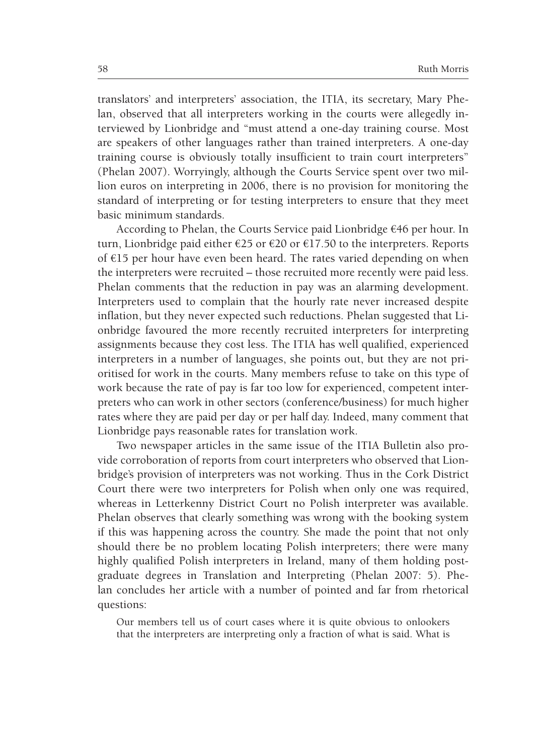translators' and interpreters' association, the ITIA, its secretary, Mary Phelan, observed that all interpreters working in the courts were allegedly interviewed by Lionbridge and "must attend a one-day training course. Most are speakers of other languages rather than trained interpreters. A one-day training course is obviously totally insufficient to train court interpreters" (Phelan 2007). Worryingly, although the Courts Service spent over two million euros on interpreting in 2006, there is no provision for monitoring the standard of interpreting or for testing interpreters to ensure that they meet basic minimum standards.

According to Phelan, the Courts Service paid Lionbridge €46 per hour. In turn, Lionbridge paid either €25 or €20 or €17.50 to the interpreters. Reports of €15 per hour have even been heard. The rates varied depending on when the interpreters were recruited – those recruited more recently were paid less. Phelan comments that the reduction in pay was an alarming development. Interpreters used to complain that the hourly rate never increased despite inflation, but they never expected such reductions. Phelan suggested that Lionbridge favoured the more recently recruited interpreters for interpreting assignments because they cost less. The ITIA has well qualified, experienced interpreters in a number of languages, she points out, but they are not prioritised for work in the courts. Many members refuse to take on this type of work because the rate of pay is far too low for experienced, competent interpreters who can work in other sectors (conference/business) for much higher rates where they are paid per day or per half day. Indeed, many comment that Lionbridge pays reasonable rates for translation work.

Two newspaper articles in the same issue of the ITIA Bulletin also provide corroboration of reports from court interpreters who observed that Lionbridge's provision of interpreters was not working. Thus in the Cork District Court there were two interpreters for Polish when only one was required, whereas in Letterkenny District Court no Polish interpreter was available. Phelan observes that clearly something was wrong with the booking system if this was happening across the country. She made the point that not only should there be no problem locating Polish interpreters; there were many highly qualified Polish interpreters in Ireland, many of them holding postgraduate degrees in Translation and Interpreting (Phelan 2007: 5). Phelan concludes her article with a number of pointed and far from rhetorical questions:

> Our members tell us of court cases where it is quite obvious to onlookers that the interpreters are interpreting only a fraction of what is said. What is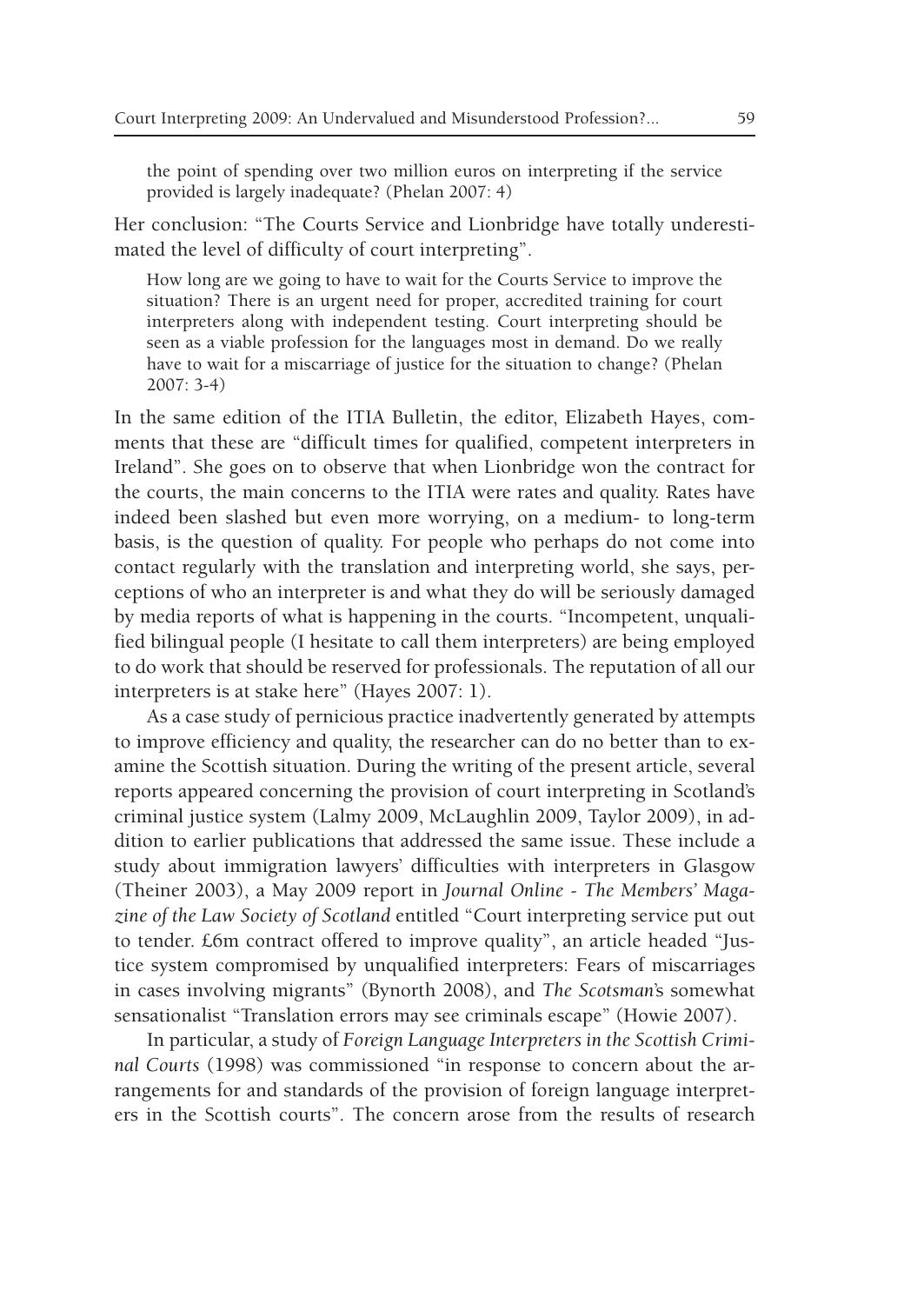> the point of spending over two million euros on interpreting if the service provided is largely inadequate? (Phelan 2007: 4)

Her conclusion: "The Courts Service and Lionbridge have totally underestimated the level of difficulty of court interpreting".

> How long are we going to have to wait for the Courts Service to improve the situation? There is an urgent need for proper, accredited training for court interpreters along with independent testing. Court interpreting should be seen as a viable profession for the languages most in demand. Do we really have to wait for a miscarriage of justice for the situation to change? (Phelan 2007: 3-4)

In the same edition of the ITIA Bulletin, the editor, Elizabeth Hayes, comments that these are "difficult times for qualified, competent interpreters in Ireland". She goes on to observe that when Lionbridge won the contract for the courts, the main concerns to the ITIA were rates and quality. Rates have indeed been slashed but even more worrying, on a medium- to long-term basis, is the question of quality. For people who perhaps do not come into contact regularly with the translation and interpreting world, she says, perceptions of who an interpreter is and what they do will be seriously damaged by media reports of what is happening in the courts. "Incompetent, unqualified bilingual people (I hesitate to call them interpreters) are being employed to do work that should be reserved for professionals. The reputation of all our interpreters is at stake here" (Hayes 2007: 1).

As a case study of pernicious practice inadvertently generated by attempts to improve efficiency and quality, the researcher can do no better than to examine the Scottish situation. During the writing of the present article, several reports appeared concerning the provision of court interpreting in Scotland's criminal justice system (Lalmy 2009, McLaughlin 2009, Taylor 2009), in addition to earlier publications that addressed the same issue. These include a study about immigration lawyers' difficulties with interpreters in Glasgow (Theiner 2003), a May 2009 report in *Journal Online - The Members' Magazine of the Law Society of Scotland* entitled "Court interpreting service put out to tender. £6m contract offered to improve quality", an article headed "Justice system compromised by unqualified interpreters: Fears of miscarriages in cases involving migrants" (Bynorth 2008), and *The Scotsman*'s somewhat sensationalist "Translation errors may see criminals escape" (Howie 2007).

In particular, a study of *Foreign Language Interpreters in the Scottish Criminal Courts* (1998) was commissioned "in response to concern about the arrangements for and standards of the provision of foreign language interpreters in the Scottish courts". The concern arose from the results of research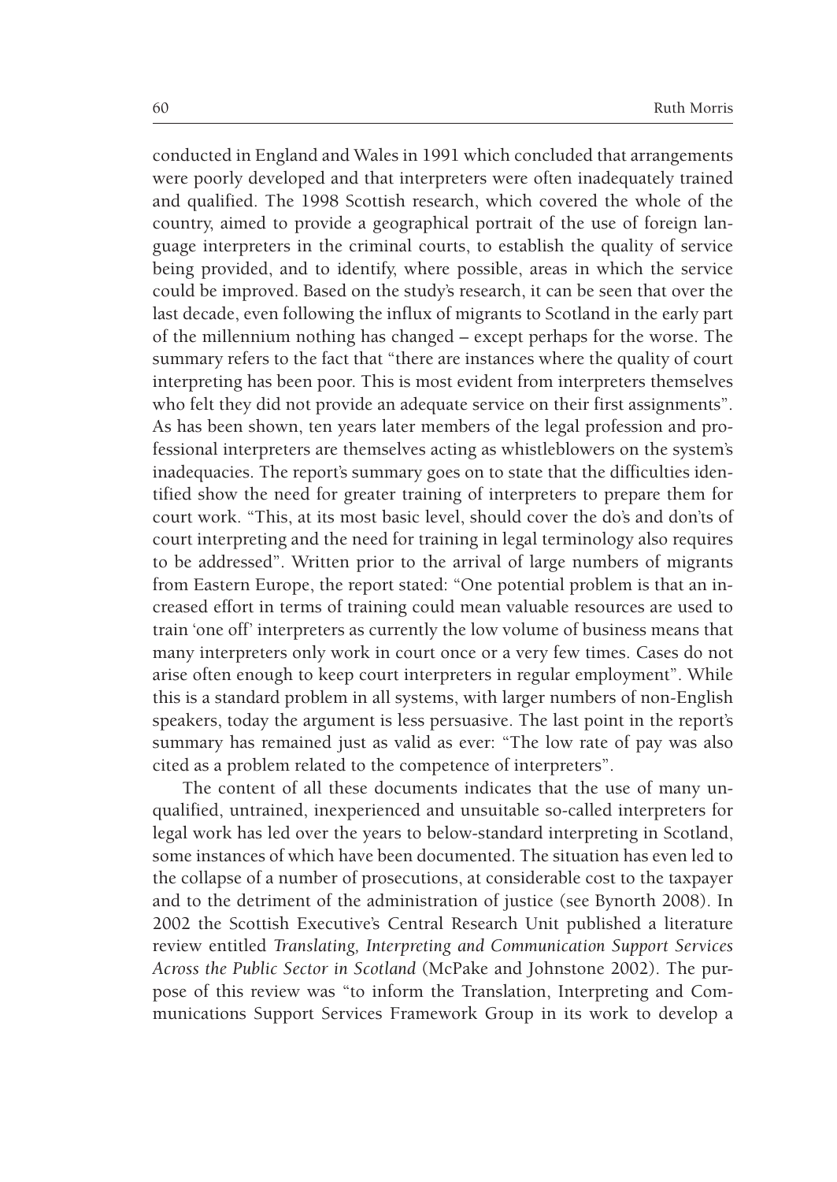conducted in England and Wales in 1991 which concluded that arrangements were poorly developed and that interpreters were often inadequately trained and qualified. The 1998 Scottish research, which covered the whole of the country, aimed to provide a geographical portrait of the use of foreign language interpreters in the criminal courts, to establish the quality of service being provided, and to identify, where possible, areas in which the service could be improved. Based on the study's research, it can be seen that over the last decade, even following the influx of migrants to Scotland in the early part of the millennium nothing has changed – except perhaps for the worse. The summary refers to the fact that "there are instances where the quality of court interpreting has been poor. This is most evident from interpreters themselves who felt they did not provide an adequate service on their first assignments". As has been shown, ten years later members of the legal profession and professional interpreters are themselves acting as whistleblowers on the system's inadequacies. The report's summary goes on to state that the difficulties identified show the need for greater training of interpreters to prepare them for court work. "This, at its most basic level, should cover the do's and don'ts of court interpreting and the need for training in legal terminology also requires to be addressed". Written prior to the arrival of large numbers of migrants from Eastern Europe, the report stated: "One potential problem is that an increased effort in terms of training could mean valuable resources are used to train 'one off' interpreters as currently the low volume of business means that many interpreters only work in court once or a very few times. Cases do not arise often enough to keep court interpreters in regular employment". While this is a standard problem in all systems, with larger numbers of non-English speakers, today the argument is less persuasive. The last point in the report's summary has remained just as valid as ever: "The low rate of pay was also cited as a problem related to the competence of interpreters".

The content of all these documents indicates that the use of many unqualified, untrained, inexperienced and unsuitable so-called interpreters for legal work has led over the years to below-standard interpreting in Scotland, some instances of which have been documented. The situation has even led to the collapse of a number of prosecutions, at considerable cost to the taxpayer and to the detriment of the administration of justice (see Bynorth 2008). In 2002 the Scottish Executive's Central Research Unit published a literature review entitled *Translating, Interpreting and Communication Support Services Across the Public Sector in Scotland* (McPake and Johnstone 2002). The purpose of this review was "to inform the Translation, Interpreting and Communications Support Services Framework Group in its work to develop a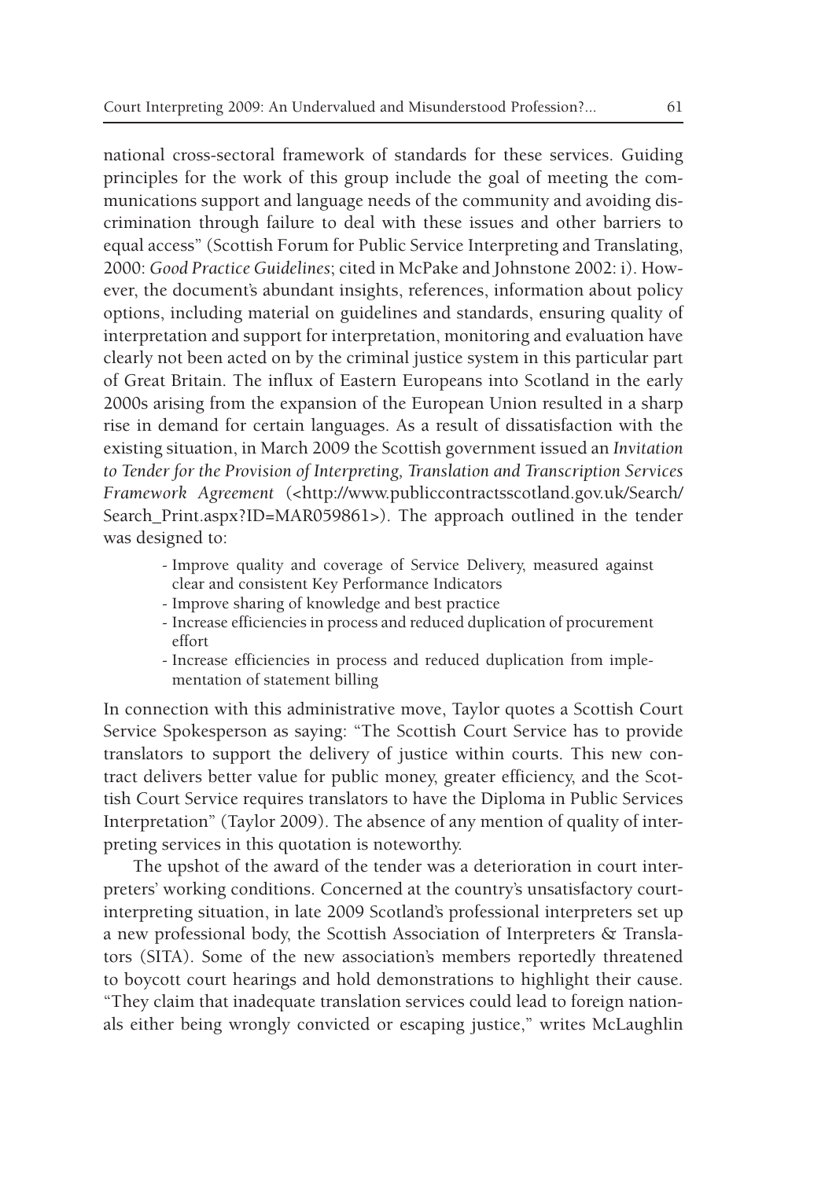national cross-sectoral framework of standards for these services. Guiding principles for the work of this group include the goal of meeting the communications support and language needs of the community and avoiding discrimination through failure to deal with these issues and other barriers to equal access" (Scottish Forum for Public Service Interpreting and Translating, 2000: *Good Practice Guidelines*; cited in McPake and Johnstone 2002: i). However, the document's abundant insights, references, information about policy options, including material on guidelines and standards, ensuring quality of interpretation and support for interpretation, monitoring and evaluation have clearly not been acted on by the criminal justice system in this particular part of Great Britain. The influx of Eastern Europeans into Scotland in the early 2000s arising from the expansion of the European Union resulted in a sharp rise in demand for certain languages. As a result of dissatisfaction with the existing situation, in March 2009 the Scottish government issued an *Invitation to Tender for the Provision of Interpreting, Translation and Transcription Services Framework Agreement* (<http://www.publiccontractsscotland.gov.uk/Search/Search_Print.aspx?ID=MAR059861>). The approach outlined in the tender was designed to:

- Improve quality and coverage of Service Delivery, measured against clear and consistent Key Performance Indicators
- Improve sharing of knowledge and best practice
- Increase efficiencies in process and reduced duplication of procurement effort
- Increase efficiencies in process and reduced duplication from implementation of statement billing

In connection with this administrative move, Taylor quotes a Scottish Court Service Spokesperson as saying: "The Scottish Court Service has to provide translators to support the delivery of justice within courts. This new contract delivers better value for public money, greater efficiency, and the Scottish Court Service requires translators to have the Diploma in Public Services Interpretation" (Taylor 2009). The absence of any mention of quality of interpreting services in this quotation is noteworthy.

The upshot of the award of the tender was a deterioration in court interpreters' working conditions. Concerned at the country's unsatisfactory court-interpreting situation, in late 2009 Scotland's professional interpreters set up a new professional body, the Scottish Association of Interpreters & Translators (SITA). Some of the new association's members reportedly threatened to boycott court hearings and hold demonstrations to highlight their cause. "They claim that inadequate translation services could lead to foreign nationals either being wrongly convicted or escaping justice," writes McLaughlin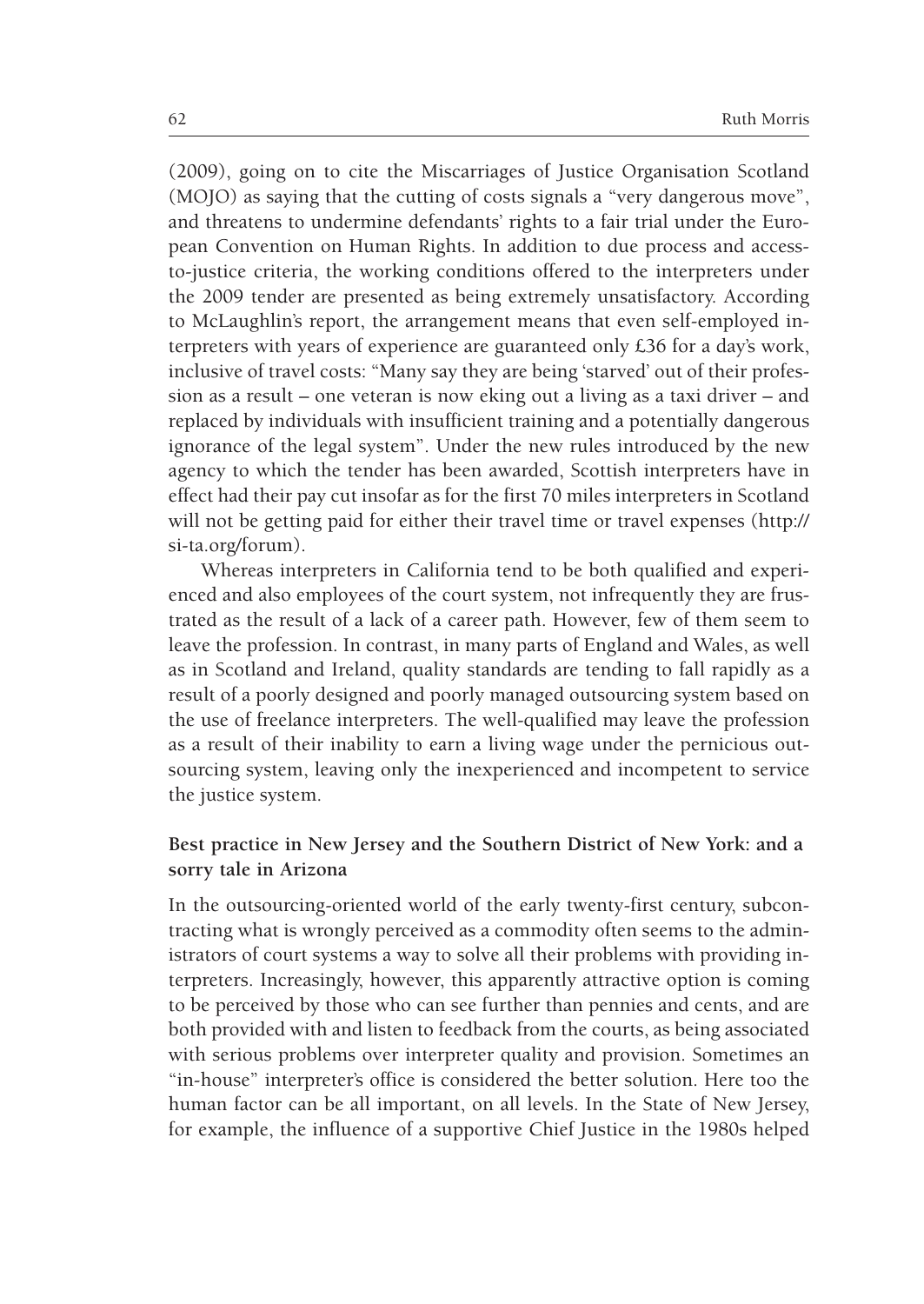(2009), going on to cite the Miscarriages of Justice Organisation Scotland (MOJO) as saying that the cutting of costs signals a "very dangerous move", and threatens to undermine defendants' rights to a fair trial under the European Convention on Human Rights. In addition to due process and access-to-justice criteria, the working conditions offered to the interpreters under the 2009 tender are presented as being extremely unsatisfactory. According to McLaughlin's report, the arrangement means that even self-employed interpreters with years of experience are guaranteed only £36 for a day's work, inclusive of travel costs: "Many say they are being 'starved' out of their profession as a result – one veteran is now eking out a living as a taxi driver – and replaced by individuals with insufficient training and a potentially dangerous ignorance of the legal system". Under the new rules introduced by the new agency to which the tender has been awarded, Scottish interpreters have in effect had their pay cut insofar as for the first 70 miles interpreters in Scotland will not be getting paid for either their travel time or travel expenses (http://si-ta.org/forum).

Whereas interpreters in California tend to be both qualified and experienced and also employees of the court system, not infrequently they are frustrated as the result of a lack of a career path. However, few of them seem to leave the profession. In contrast, in many parts of England and Wales, as well as in Scotland and Ireland, quality standards are tending to fall rapidly as a result of a poorly designed and poorly managed outsourcing system based on the use of freelance interpreters. The well-qualified may leave the profession as a result of their inability to earn a living wage under the pernicious outsourcing system, leaving only the inexperienced and incompetent to service the justice system.

### Best practice in New Jersey and the Southern District of New York: and a sorry tale in Arizona

In the outsourcing-oriented world of the early twenty-first century, subcontracting what is wrongly perceived as a commodity often seems to the administrators of court systems a way to solve all their problems with providing interpreters. Increasingly, however, this apparently attractive option is coming to be perceived by those who can see further than pennies and cents, and are both provided with and listen to feedback from the courts, as being associated with serious problems over interpreter quality and provision. Sometimes an "in-house" interpreter's office is considered the better solution. Here too the human factor can be all important, on all levels. In the State of New Jersey, for example, the influence of a supportive Chief Justice in the 1980s helped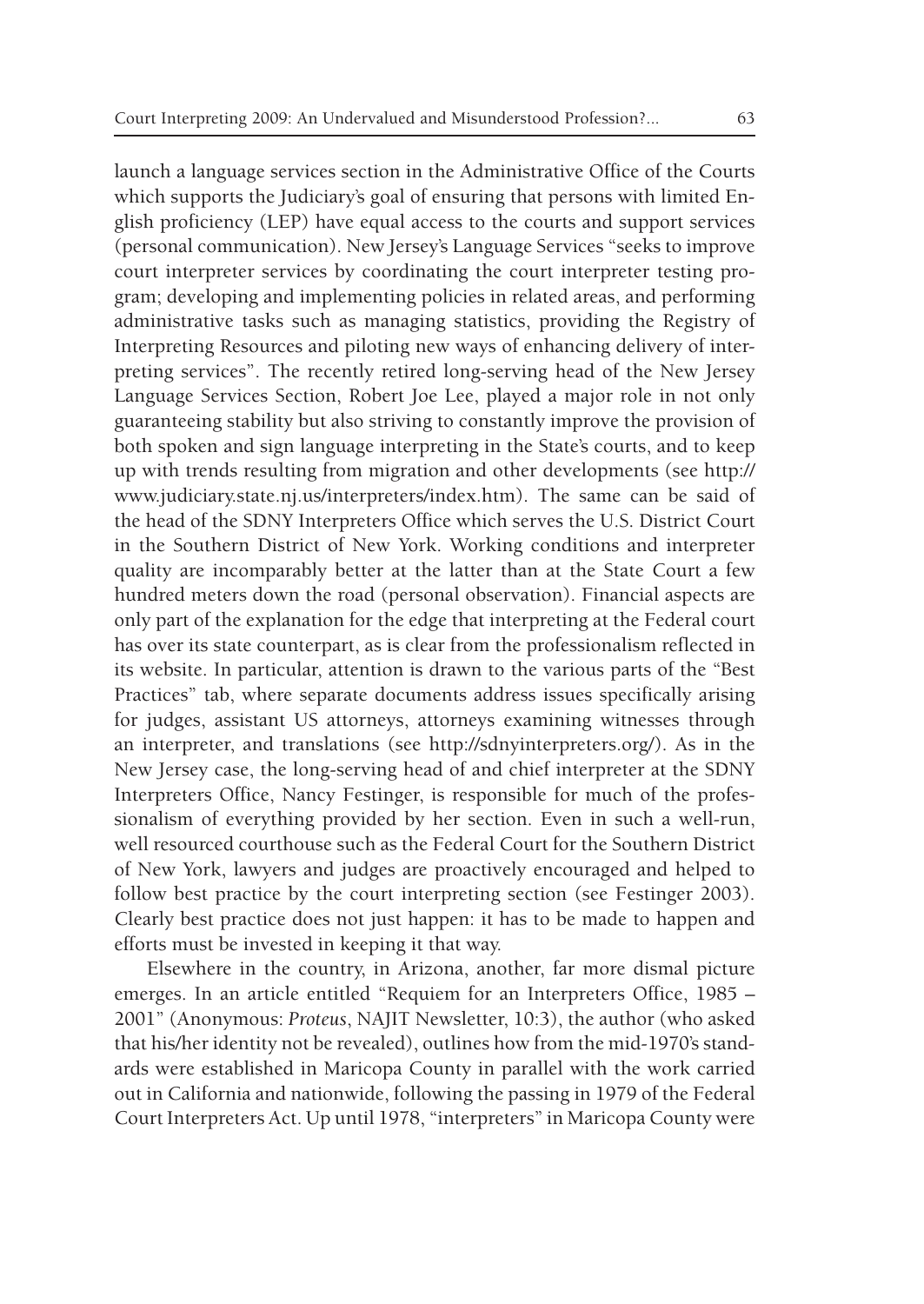launch a language services section in the Administrative Office of the Courts which supports the Judiciary's goal of ensuring that persons with limited English proficiency (LEP) have equal access to the courts and support services (personal communication). New Jersey's Language Services "seeks to improve court interpreter services by coordinating the court interpreter testing program; developing and implementing policies in related areas, and performing administrative tasks such as managing statistics, providing the Registry of Interpreting Resources and piloting new ways of enhancing delivery of interpreting services". The recently retired long-serving head of the New Jersey Language Services Section, Robert Joe Lee, played a major role in not only guaranteeing stability but also striving to constantly improve the provision of both spoken and sign language interpreting in the State's courts, and to keep up with trends resulting from migration and other developments (see http://www.judiciary.state.nj.us/interpreters/index.htm). The same can be said of the head of the SDNY Interpreters Office which serves the U.S. District Court in the Southern District of New York. Working conditions and interpreter quality are incomparably better at the latter than at the State Court a few hundred meters down the road (personal observation). Financial aspects are only part of the explanation for the edge that interpreting at the Federal court has over its state counterpart, as is clear from the professionalism reflected in its website. In particular, attention is drawn to the various parts of the "Best Practices" tab, where separate documents address issues specifically arising for judges, assistant US attorneys, attorneys examining witnesses through an interpreter, and translations (see http://sdnyinterpreters.org/). As in the New Jersey case, the long-serving head of and chief interpreter at the SDNY Interpreters Office, Nancy Festinger, is responsible for much of the professionalism of everything provided by her section. Even in such a well-run, well resourced courthouse such as the Federal Court for the Southern District of New York, lawyers and judges are proactively encouraged and helped to follow best practice by the court interpreting section (see Festinger 2003). Clearly best practice does not just happen: it has to be made to happen and efforts must be invested in keeping it that way.

Elsewhere in the country, in Arizona, another, far more dismal picture emerges. In an article entitled "Requiem for an Interpreters Office, 1985 – 2001" (Anonymous: *Proteus*, NAJIT Newsletter, 10:3), the author (who asked that his/her identity not be revealed), outlines how from the mid-1970's standards were established in Maricopa County in parallel with the work carried out in California and nationwide, following the passing in 1979 of the Federal Court Interpreters Act. Up until 1978, "interpreters" in Maricopa County were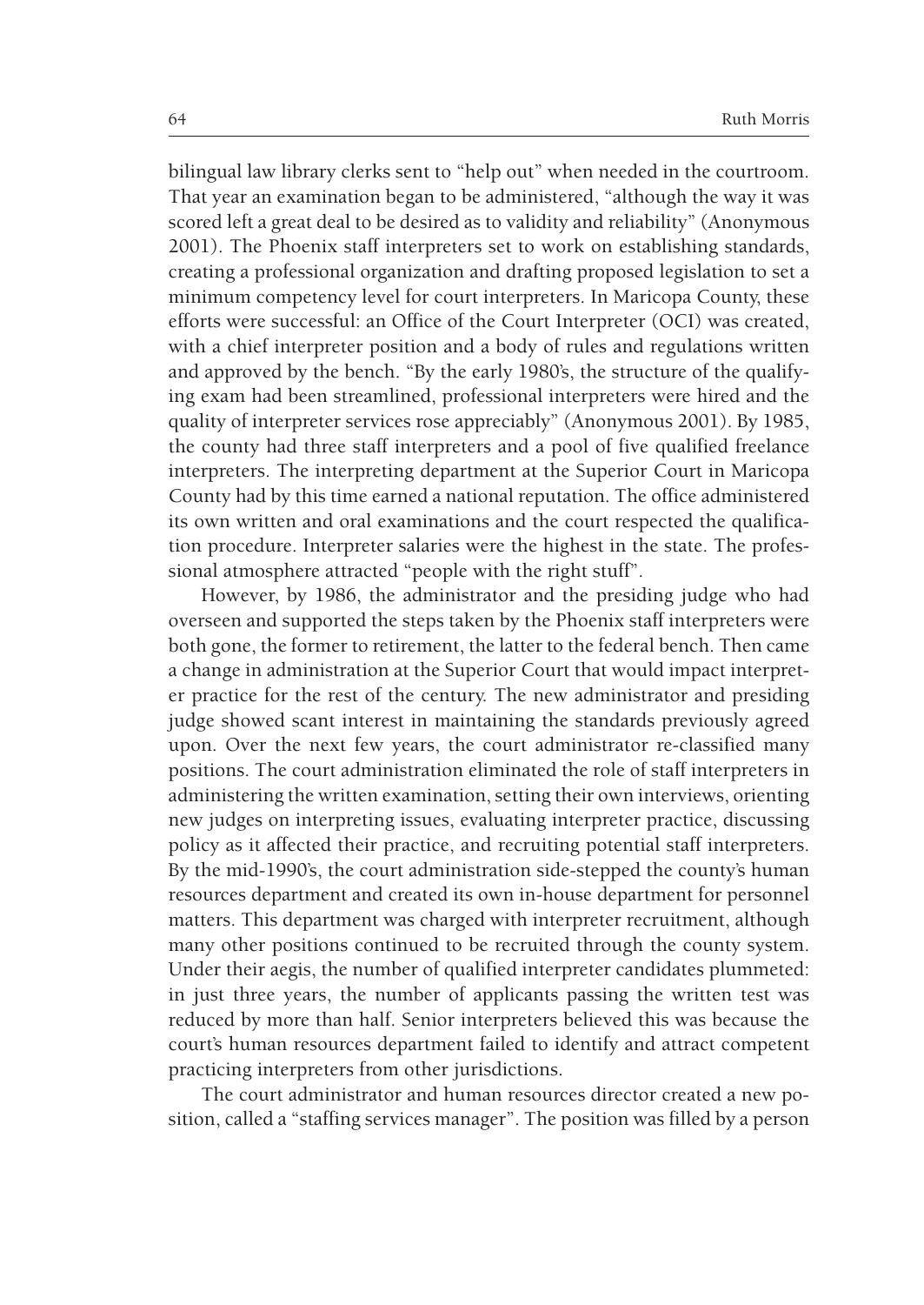bilingual law library clerks sent to "help out" when needed in the courtroom. That year an examination began to be administered, "although the way it was scored left a great deal to be desired as to validity and reliability" (Anonymous 2001). The Phoenix staff interpreters set to work on establishing standards, creating a professional organization and drafting proposed legislation to set a minimum competency level for court interpreters. In Maricopa County, these efforts were successful: an Office of the Court Interpreter (OCI) was created, with a chief interpreter position and a body of rules and regulations written and approved by the bench. "By the early 1980's, the structure of the qualifying exam had been streamlined, professional interpreters were hired and the quality of interpreter services rose appreciably" (Anonymous 2001). By 1985, the county had three staff interpreters and a pool of five qualified freelance interpreters. The interpreting department at the Superior Court in Maricopa County had by this time earned a national reputation. The office administered its own written and oral examinations and the court respected the qualification procedure. Interpreter salaries were the highest in the state. The professional atmosphere attracted "people with the right stuff".

However, by 1986, the administrator and the presiding judge who had overseen and supported the steps taken by the Phoenix staff interpreters were both gone, the former to retirement, the latter to the federal bench. Then came a change in administration at the Superior Court that would impact interpreter practice for the rest of the century. The new administrator and presiding judge showed scant interest in maintaining the standards previously agreed upon. Over the next few years, the court administrator re-classified many positions. The court administration eliminated the role of staff interpreters in administering the written examination, setting their own interviews, orienting new judges on interpreting issues, evaluating interpreter practice, discussing policy as it affected their practice, and recruiting potential staff interpreters. By the mid-1990's, the court administration side-stepped the county's human resources department and created its own in-house department for personnel matters. This department was charged with interpreter recruitment, although many other positions continued to be recruited through the county system. Under their aegis, the number of qualified interpreter candidates plummeted: in just three years, the number of applicants passing the written test was reduced by more than half. Senior interpreters believed this was because the court's human resources department failed to identify and attract competent practicing interpreters from other jurisdictions.

The court administrator and human resources director created a new position, called a "staffing services manager". The position was filled by a person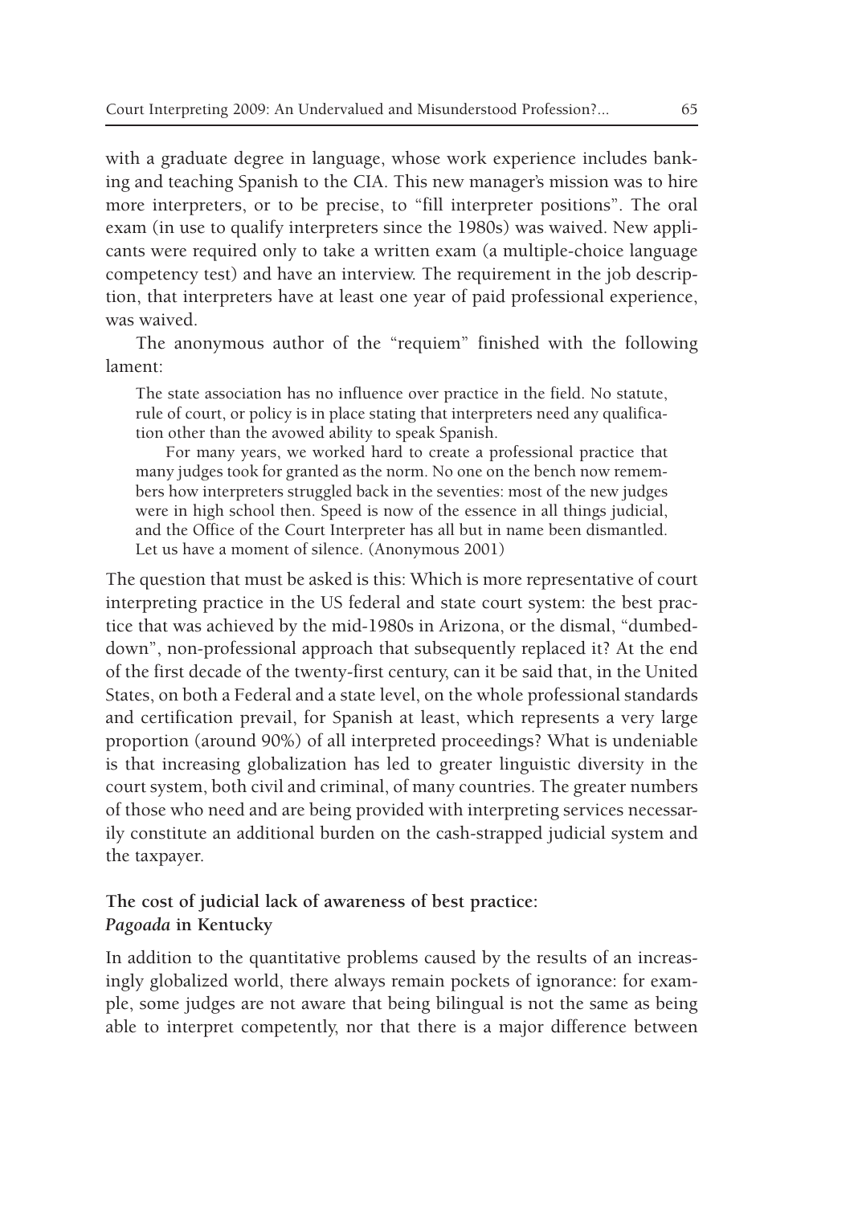with a graduate degree in language, whose work experience includes banking and teaching Spanish to the CIA. This new manager's mission was to hire more interpreters, or to be precise, to "fill interpreter positions". The oral exam (in use to qualify interpreters since the 1980s) was waived. New applicants were required only to take a written exam (a multiple-choice language competency test) and have an interview. The requirement in the job description, that interpreters have at least one year of paid professional experience, was waived.

The anonymous author of the "requiem" finished with the following lament:

> The state association has no influence over practice in the field. No statute, rule of court, or policy is in place stating that interpreters need any qualification other than the avowed ability to speak Spanish.
>
> For many years, we worked hard to create a professional practice that many judges took for granted as the norm. No one on the bench now remembers how interpreters struggled back in the seventies: most of the new judges were in high school then. Speed is now of the essence in all things judicial, and the Office of the Court Interpreter has all but in name been dismantled. Let us have a moment of silence. (Anonymous 2001)

The question that must be asked is this: Which is more representative of court interpreting practice in the US federal and state court system: the best practice that was achieved by the mid-1980s in Arizona, or the dismal, "dumbed-down", non-professional approach that subsequently replaced it? At the end of the first decade of the twenty-first century, can it be said that, in the United States, on both a Federal and a state level, on the whole professional standards and certification prevail, for Spanish at least, which represents a very large proportion (around 90%) of all interpreted proceedings? What is undeniable is that increasing globalization has led to greater linguistic diversity in the court system, both civil and criminal, of many countries. The greater numbers of those who need and are being provided with interpreting services necessarily constitute an additional burden on the cash-strapped judicial system and the taxpayer.

### The cost of judicial lack of awareness of best practice: *Pagoada* in Kentucky

In addition to the quantitative problems caused by the results of an increasingly globalized world, there always remain pockets of ignorance: for example, some judges are not aware that being bilingual is not the same as being able to interpret competently, nor that there is a major difference between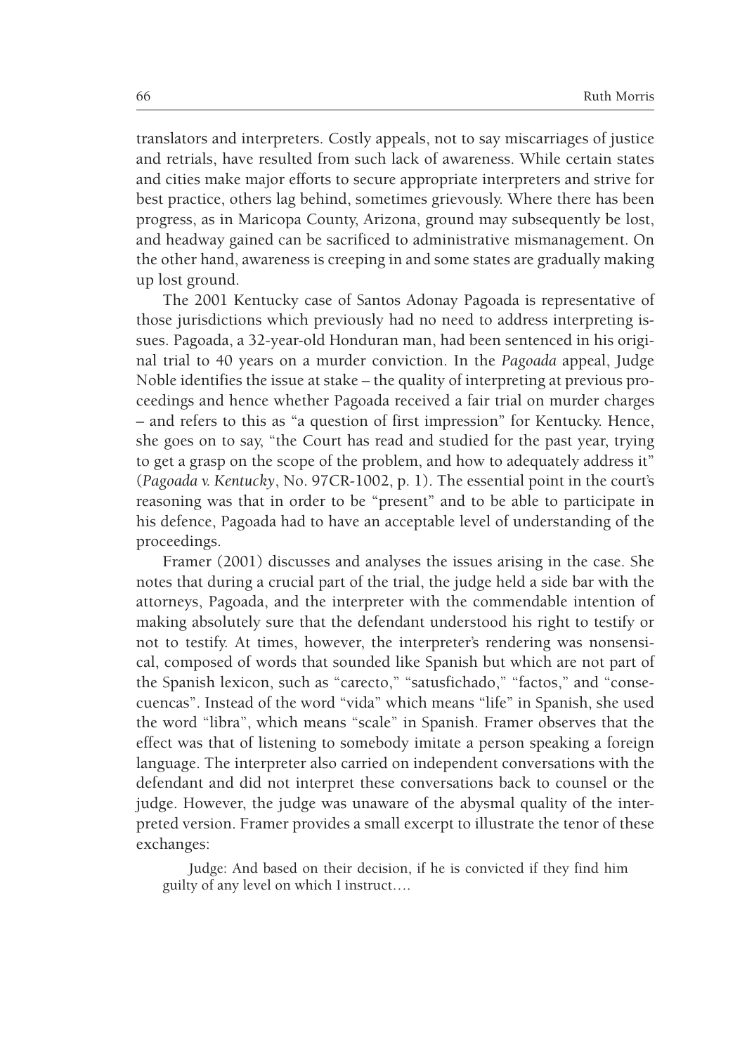translators and interpreters. Costly appeals, not to say miscarriages of justice and retrials, have resulted from such lack of awareness. While certain states and cities make major efforts to secure appropriate interpreters and strive for best practice, others lag behind, sometimes grievously. Where there has been progress, as in Maricopa County, Arizona, ground may subsequently be lost, and headway gained can be sacrificed to administrative mismanagement. On the other hand, awareness is creeping in and some states are gradually making up lost ground.

The 2001 Kentucky case of Santos Adonay Pagoada is representative of those jurisdictions which previously had no need to address interpreting issues. Pagoada, a 32-year-old Honduran man, had been sentenced in his original trial to 40 years on a murder conviction. In the *Pagoada* appeal, Judge Noble identifies the issue at stake – the quality of interpreting at previous proceedings and hence whether Pagoada received a fair trial on murder charges – and refers to this as "a question of first impression" for Kentucky. Hence, she goes on to say, "the Court has read and studied for the past year, trying to get a grasp on the scope of the problem, and how to adequately address it" (*Pagoada v. Kentucky*, No. 97CR-1002, p. 1). The essential point in the court's reasoning was that in order to be "present" and to be able to participate in his defence, Pagoada had to have an acceptable level of understanding of the proceedings.

Framer (2001) discusses and analyses the issues arising in the case. She notes that during a crucial part of the trial, the judge held a side bar with the attorneys, Pagoada, and the interpreter with the commendable intention of making absolutely sure that the defendant understood his right to testify or not to testify. At times, however, the interpreter's rendering was nonsensical, composed of words that sounded like Spanish but which are not part of the Spanish lexicon, such as "carecto," "satusfichado," "factos," and "consecuencas". Instead of the word "vida" which means "life" in Spanish, she used the word "libra", which means "scale" in Spanish. Framer observes that the effect was that of listening to somebody imitate a person speaking a foreign language. The interpreter also carried on independent conversations with the defendant and did not interpret these conversations back to counsel or the judge. However, the judge was unaware of the abysmal quality of the interpreted version. Framer provides a small excerpt to illustrate the tenor of these exchanges:

> Judge: And based on their decision, if he is convicted if they find him guilty of any level on which I instruct….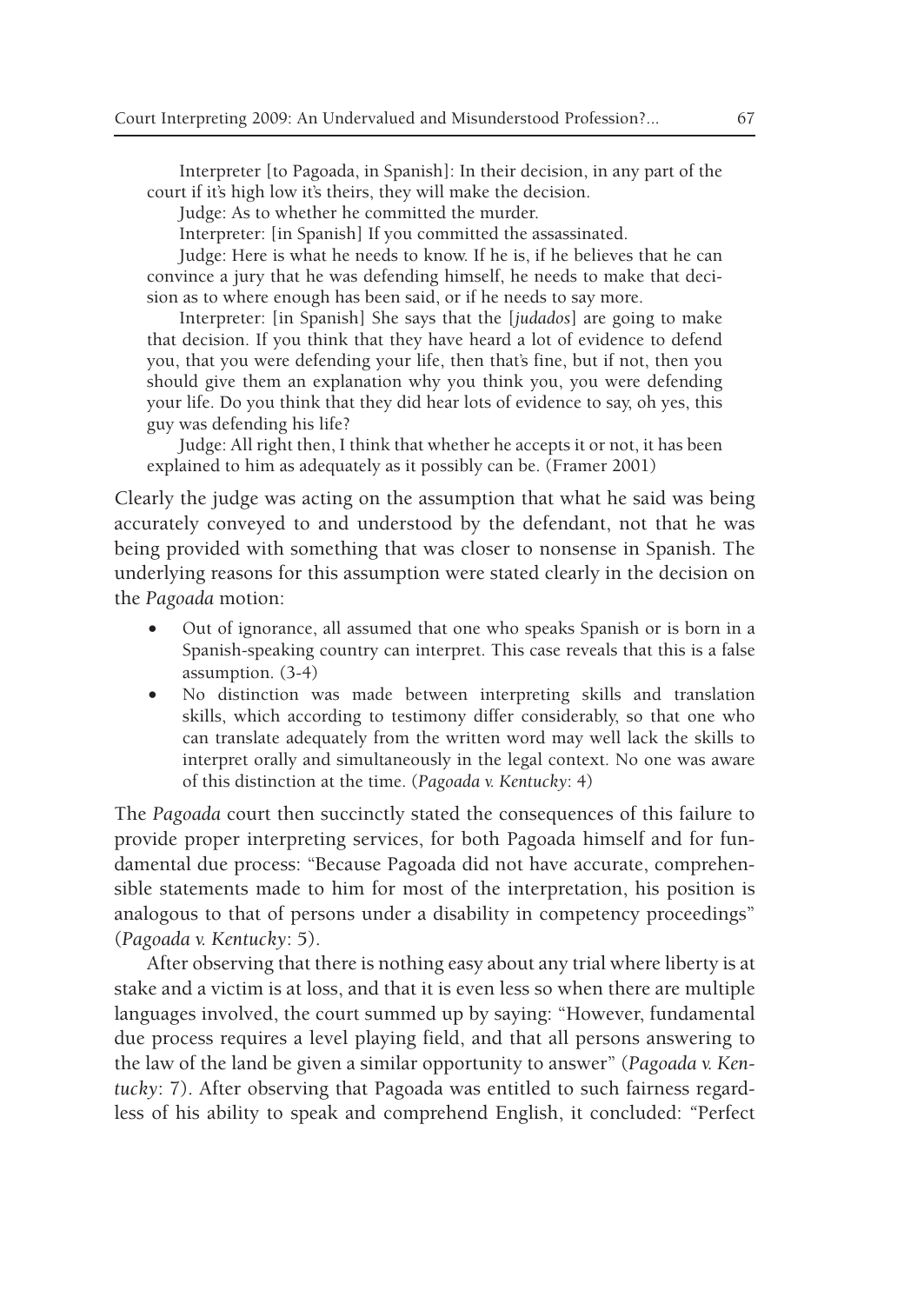Interpreter [to Pagoada, in Spanish]: In their decision, in any part of the court if it's high low it's theirs, they will make the decision.

Judge: As to whether he committed the murder.

Interpreter: [in Spanish] If you committed the assassinated.

Judge: Here is what he needs to know. If he is, if he believes that he can convince a jury that he was defending himself, he needs to make that decision as to where enough has been said, or if he needs to say more.

Interpreter: [in Spanish] She says that the [*judados*] are going to make that decision. If you think that they have heard a lot of evidence to defend you, that you were defending your life, then that's fine, but if not, then you should give them an explanation why you think you, you were defending your life. Do you think that they did hear lots of evidence to say, oh yes, this guy was defending his life?

Judge: All right then, I think that whether he accepts it or not, it has been explained to him as adequately as it possibly can be. (Framer 2001)

Clearly the judge was acting on the assumption that what he said was being accurately conveyed to and understood by the defendant, not that he was being provided with something that was closer to nonsense in Spanish. The underlying reasons for this assumption were stated clearly in the decision on the *Pagoada* motion:

- Out of ignorance, all assumed that one who speaks Spanish or is born in a Spanish-speaking country can interpret. This case reveals that this is a false assumption. (3-4)
- No distinction was made between interpreting skills and translation skills, which according to testimony differ considerably, so that one who can translate adequately from the written word may well lack the skills to interpret orally and simultaneously in the legal context. No one was aware of this distinction at the time. (*Pagoada v. Kentucky*: 4)

The *Pagoada* court then succinctly stated the consequences of this failure to provide proper interpreting services, for both Pagoada himself and for fundamental due process: "Because Pagoada did not have accurate, comprehensible statements made to him for most of the interpretation, his position is analogous to that of persons under a disability in competency proceedings" (*Pagoada v. Kentucky*: 5).

After observing that there is nothing easy about any trial where liberty is at stake and a victim is at loss, and that it is even less so when there are multiple languages involved, the court summed up by saying: "However, fundamental due process requires a level playing field, and that all persons answering to the law of the land be given a similar opportunity to answer" (*Pagoada v. Kentucky*: 7). After observing that Pagoada was entitled to such fairness regardless of his ability to speak and comprehend English, it concluded: "Perfect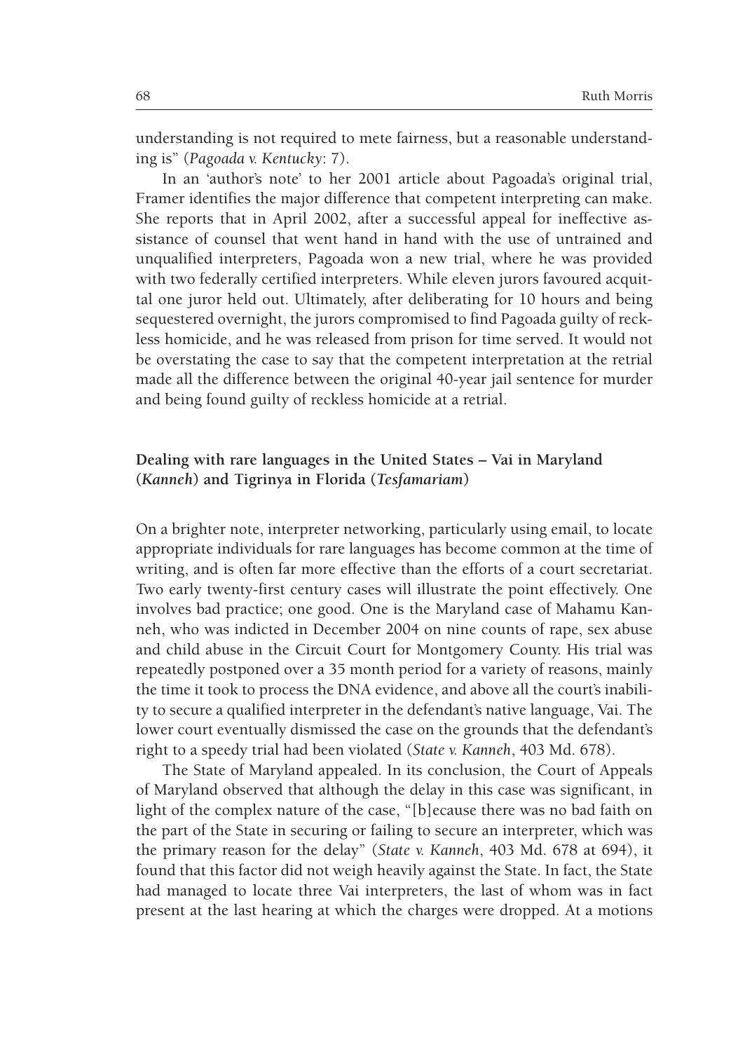understanding is not required to mete fairness, but a reasonable understanding is" (*Pagoada v. Kentucky*: 7).

In an 'author's note' to her 2001 article about Pagoada's original trial, Framer identifies the major difference that competent interpreting can make. She reports that in April 2002, after a successful appeal for ineffective assistance of counsel that went hand in hand with the use of untrained and unqualified interpreters, Pagoada won a new trial, where he was provided with two federally certified interpreters. While eleven jurors favoured acquittal one juror held out. Ultimately, after deliberating for 10 hours and being sequestered overnight, the jurors compromised to find Pagoada guilty of reckless homicide, and he was released from prison for time served. It would not be overstating the case to say that the competent interpretation at the retrial made all the difference between the original 40-year jail sentence for murder and being found guilty of reckless homicide at a retrial.

### Dealing with rare languages in the United States – Vai in Maryland (*Kanneh*) and Tigrinya in Florida (*Tesfamariam*)

On a brighter note, interpreter networking, particularly using email, to locate appropriate individuals for rare languages has become common at the time of writing, and is often far more effective than the efforts of a court secretariat. Two early twenty-first century cases will illustrate the point effectively. One involves bad practice; one good. One is the Maryland case of Mahamu Kanneh, who was indicted in December 2004 on nine counts of rape, sex abuse and child abuse in the Circuit Court for Montgomery County. His trial was repeatedly postponed over a 35 month period for a variety of reasons, mainly the time it took to process the DNA evidence, and above all the court's inability to secure a qualified interpreter in the defendant's native language, Vai. The lower court eventually dismissed the case on the grounds that the defendant's right to a speedy trial had been violated (*State v. Kanneh*, 403 Md. 678).

The State of Maryland appealed. In its conclusion, the Court of Appeals of Maryland observed that although the delay in this case was significant, in light of the complex nature of the case, "[b]ecause there was no bad faith on the part of the State in securing or failing to secure an interpreter, which was the primary reason for the delay" (*State v. Kanneh*, 403 Md. 678 at 694), it found that this factor did not weigh heavily against the State. In fact, the State had managed to locate three Vai interpreters, the last of whom was in fact present at the last hearing at which the charges were dropped. At a motions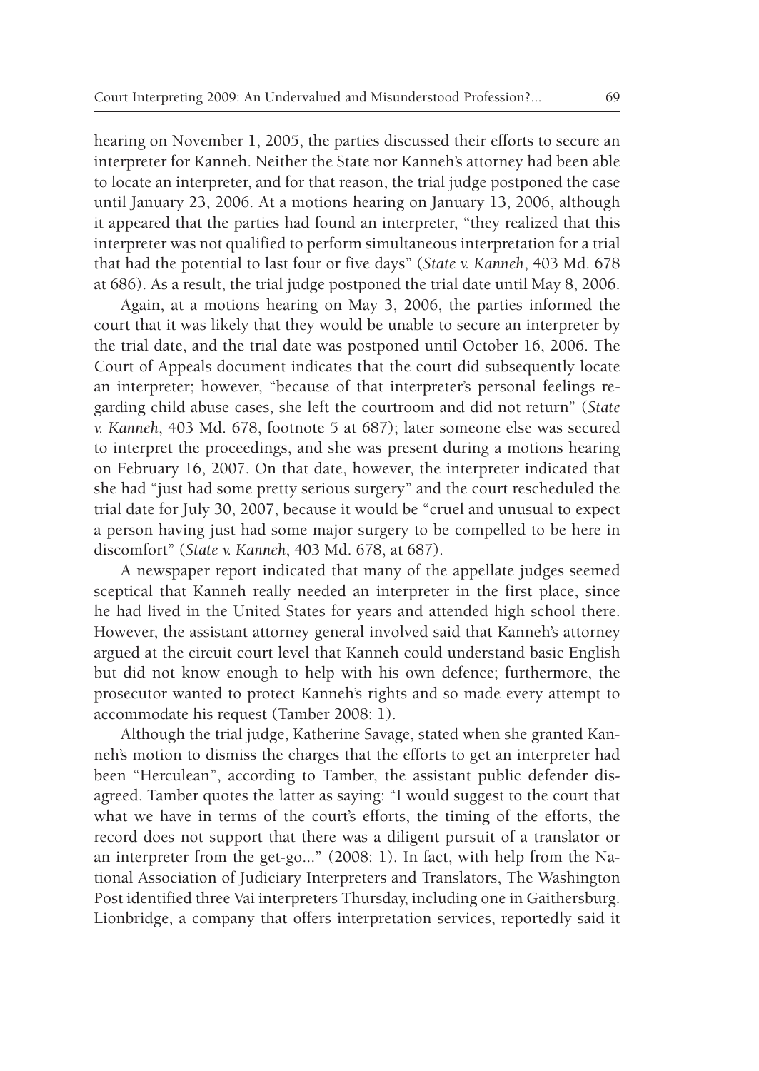hearing on November 1, 2005, the parties discussed their efforts to secure an interpreter for Kanneh. Neither the State nor Kanneh's attorney had been able to locate an interpreter, and for that reason, the trial judge postponed the case until January 23, 2006. At a motions hearing on January 13, 2006, although it appeared that the parties had found an interpreter, "they realized that this interpreter was not qualified to perform simultaneous interpretation for a trial that had the potential to last four or five days" (*State v. Kanneh*, 403 Md. 678 at 686). As a result, the trial judge postponed the trial date until May 8, 2006.

Again, at a motions hearing on May 3, 2006, the parties informed the court that it was likely that they would be unable to secure an interpreter by the trial date, and the trial date was postponed until October 16, 2006. The Court of Appeals document indicates that the court did subsequently locate an interpreter; however, "because of that interpreter's personal feelings regarding child abuse cases, she left the courtroom and did not return" (*State v. Kanneh*, 403 Md. 678, footnote 5 at 687); later someone else was secured to interpret the proceedings, and she was present during a motions hearing on February 16, 2007. On that date, however, the interpreter indicated that she had "just had some pretty serious surgery" and the court rescheduled the trial date for July 30, 2007, because it would be "cruel and unusual to expect a person having just had some major surgery to be compelled to be here in discomfort" (*State v. Kanneh*, 403 Md. 678, at 687).

A newspaper report indicated that many of the appellate judges seemed sceptical that Kanneh really needed an interpreter in the first place, since he had lived in the United States for years and attended high school there. However, the assistant attorney general involved said that Kanneh's attorney argued at the circuit court level that Kanneh could understand basic English but did not know enough to help with his own defence; furthermore, the prosecutor wanted to protect Kanneh's rights and so made every attempt to accommodate his request (Tamber 2008: 1).

Although the trial judge, Katherine Savage, stated when she granted Kanneh's motion to dismiss the charges that the efforts to get an interpreter had been "Herculean", according to Tamber, the assistant public defender disagreed. Tamber quotes the latter as saying: "I would suggest to the court that what we have in terms of the court's efforts, the timing of the efforts, the record does not support that there was a diligent pursuit of a translator or an interpreter from the get-go..." (2008: 1). In fact, with help from the National Association of Judiciary Interpreters and Translators, The Washington Post identified three Vai interpreters Thursday, including one in Gaithersburg. Lionbridge, a company that offers interpretation services, reportedly said it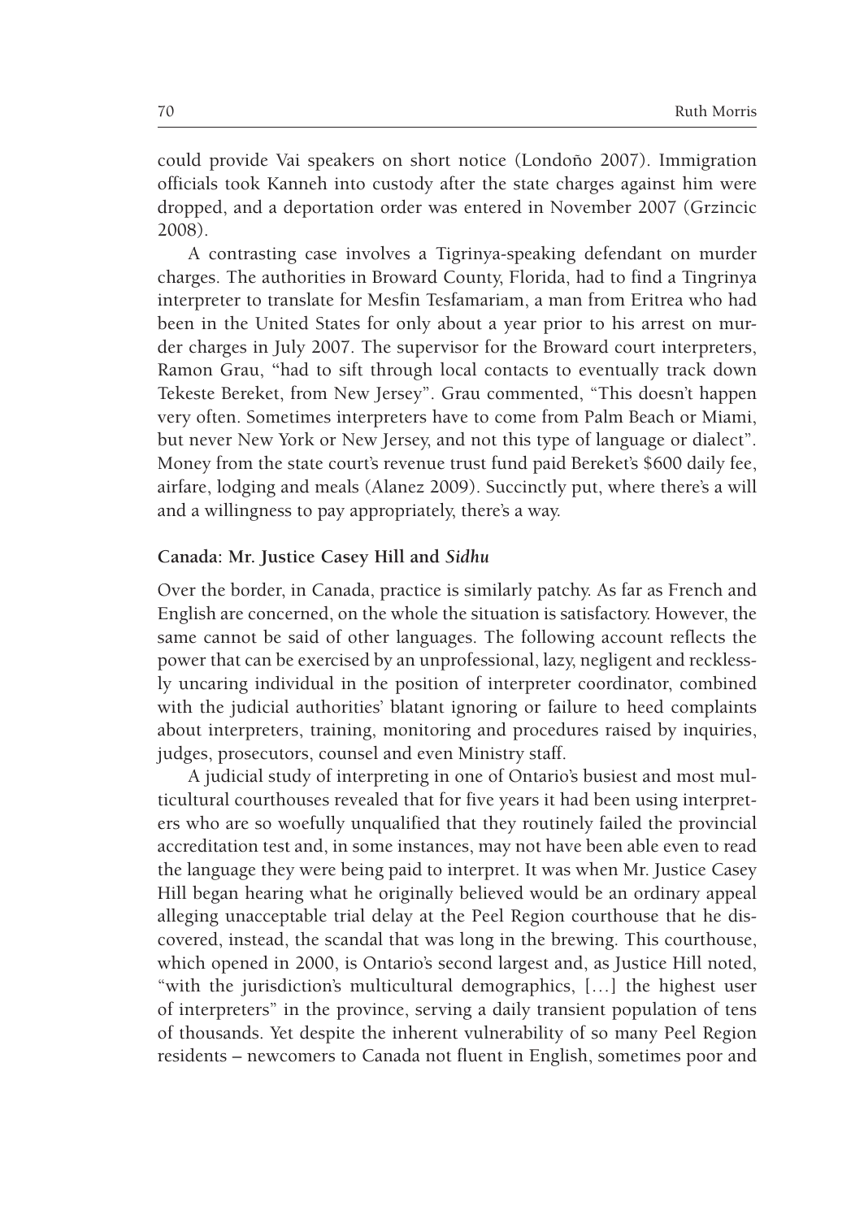could provide Vai speakers on short notice (Londoño 2007). Immigration officials took Kanneh into custody after the state charges against him were dropped, and a deportation order was entered in November 2007 (Grzincic 2008).

A contrasting case involves a Tigrinya-speaking defendant on murder charges. The authorities in Broward County, Florida, had to find a Tingrinya interpreter to translate for Mesfin Tesfamariam, a man from Eritrea who had been in the United States for only about a year prior to his arrest on murder charges in July 2007. The supervisor for the Broward court interpreters, Ramon Grau, "had to sift through local contacts to eventually track down Tekeste Bereket, from New Jersey". Grau commented, "This doesn't happen very often. Sometimes interpreters have to come from Palm Beach or Miami, but never New York or New Jersey, and not this type of language or dialect". Money from the state court's revenue trust fund paid Bereket's $600 daily fee, airfare, lodging and meals (Alanez 2009). Succinctly put, where there's a will and a willingness to pay appropriately, there's a way.

### Canada: Mr. Justice Casey Hill and *Sidhu*

Over the border, in Canada, practice is similarly patchy. As far as French and English are concerned, on the whole the situation is satisfactory. However, the same cannot be said of other languages. The following account reflects the power that can be exercised by an unprofessional, lazy, negligent and recklessly uncaring individual in the position of interpreter coordinator, combined with the judicial authorities' blatant ignoring or failure to heed complaints about interpreters, training, monitoring and procedures raised by inquiries, judges, prosecutors, counsel and even Ministry staff.

A judicial study of interpreting in one of Ontario's busiest and most multicultural courthouses revealed that for five years it had been using interpreters who are so woefully unqualified that they routinely failed the provincial accreditation test and, in some instances, may not have been able even to read the language they were being paid to interpret. It was when Mr. Justice Casey Hill began hearing what he originally believed would be an ordinary appeal alleging unacceptable trial delay at the Peel Region courthouse that he discovered, instead, the scandal that was long in the brewing. This courthouse, which opened in 2000, is Ontario's second largest and, as Justice Hill noted, "with the jurisdiction's multicultural demographics, [...] the highest user of interpreters" in the province, serving a daily transient population of tens of thousands. Yet despite the inherent vulnerability of so many Peel Region residents – newcomers to Canada not fluent in English, sometimes poor and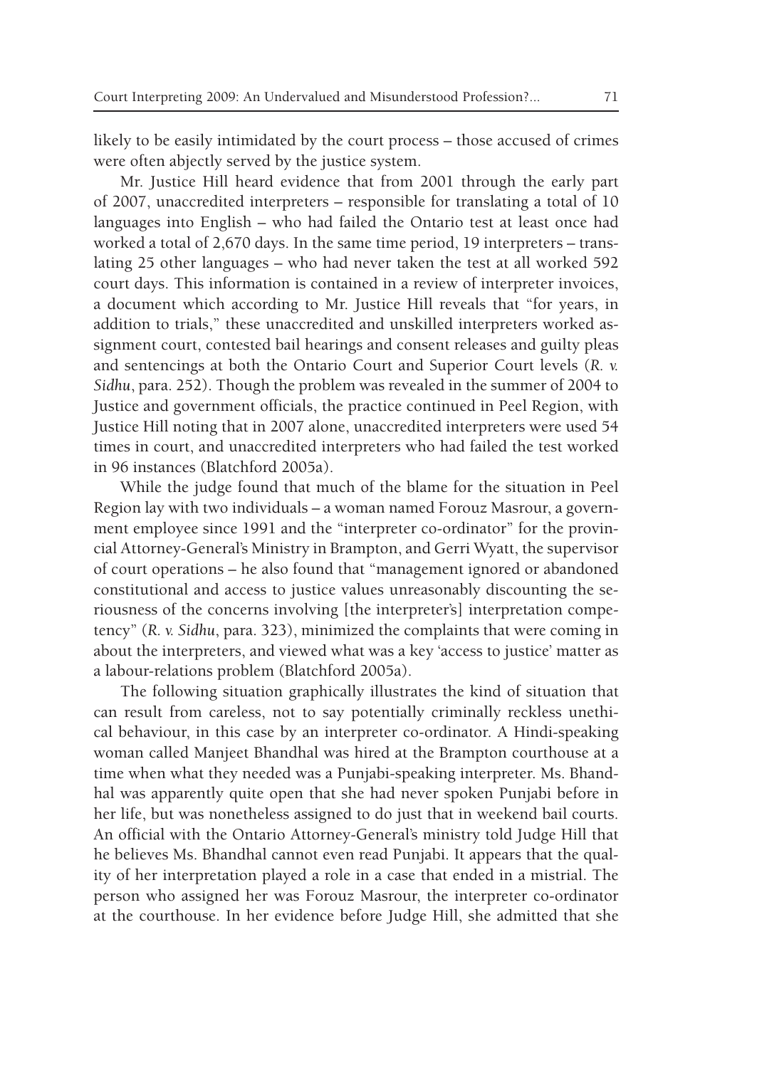likely to be easily intimidated by the court process – those accused of crimes were often abjectly served by the justice system.

Mr. Justice Hill heard evidence that from 2001 through the early part of 2007, unaccredited interpreters – responsible for translating a total of 10 languages into English – who had failed the Ontario test at least once had worked a total of 2,670 days. In the same time period, 19 interpreters – translating 25 other languages – who had never taken the test at all worked 592 court days. This information is contained in a review of interpreter invoices, a document which according to Mr. Justice Hill reveals that "for years, in addition to trials," these unaccredited and unskilled interpreters worked assignment court, contested bail hearings and consent releases and guilty pleas and sentencings at both the Ontario Court and Superior Court levels (*R. v. Sidhu*, para. 252). Though the problem was revealed in the summer of 2004 to Justice and government officials, the practice continued in Peel Region, with Justice Hill noting that in 2007 alone, unaccredited interpreters were used 54 times in court, and unaccredited interpreters who had failed the test worked in 96 instances (Blatchford 2005a).

While the judge found that much of the blame for the situation in Peel Region lay with two individuals – a woman named Forouz Masrour, a government employee since 1991 and the "interpreter co-ordinator" for the provincial Attorney-General's Ministry in Brampton, and Gerri Wyatt, the supervisor of court operations – he also found that "management ignored or abandoned constitutional and access to justice values unreasonably discounting the seriousness of the concerns involving [the interpreter's] interpretation competency" (*R. v. Sidhu*, para. 323), minimized the complaints that were coming in about the interpreters, and viewed what was a key 'access to justice' matter as a labour-relations problem (Blatchford 2005a).

The following situation graphically illustrates the kind of situation that can result from careless, not to say potentially criminally reckless unethical behaviour, in this case by an interpreter co-ordinator. A Hindi-speaking woman called Manjeet Bhandhal was hired at the Brampton courthouse at a time when what they needed was a Punjabi-speaking interpreter. Ms. Bhandhal was apparently quite open that she had never spoken Punjabi before in her life, but was nonetheless assigned to do just that in weekend bail courts. An official with the Ontario Attorney-General's ministry told Judge Hill that he believes Ms. Bhandhal cannot even read Punjabi. It appears that the quality of her interpretation played a role in a case that ended in a mistrial. The person who assigned her was Forouz Masrour, the interpreter co-ordinator at the courthouse. In her evidence before Judge Hill, she admitted that she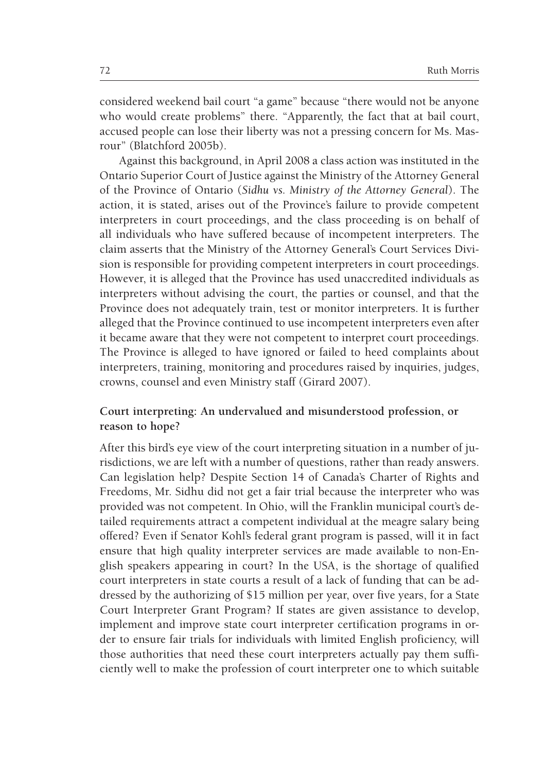considered weekend bail court "a game" because "there would not be anyone who would create problems" there. "Apparently, the fact that at bail court, accused people can lose their liberty was not a pressing concern for Ms. Masrour" (Blatchford 2005b).

Against this background, in April 2008 a class action was instituted in the Ontario Superior Court of Justice against the Ministry of the Attorney General of the Province of Ontario (*Sidhu vs. Ministry of the Attorney General*). The action, it is stated, arises out of the Province's failure to provide competent interpreters in court proceedings, and the class proceeding is on behalf of all individuals who have suffered because of incompetent interpreters. The claim asserts that the Ministry of the Attorney General's Court Services Division is responsible for providing competent interpreters in court proceedings. However, it is alleged that the Province has used unaccredited individuals as interpreters without advising the court, the parties or counsel, and that the Province does not adequately train, test or monitor interpreters. It is further alleged that the Province continued to use incompetent interpreters even after it became aware that they were not competent to interpret court proceedings. The Province is alleged to have ignored or failed to heed complaints about interpreters, training, monitoring and procedures raised by inquiries, judges, crowns, counsel and even Ministry staff (Girard 2007).

## Court interpreting: An undervalued and misunderstood profession, or reason to hope?

After this bird's eye view of the court interpreting situation in a number of jurisdictions, we are left with a number of questions, rather than ready answers. Can legislation help? Despite Section 14 of Canada's Charter of Rights and Freedoms, Mr. Sidhu did not get a fair trial because the interpreter who was provided was not competent. In Ohio, will the Franklin municipal court's detailed requirements attract a competent individual at the meagre salary being offered? Even if Senator Kohl's federal grant program is passed, will it in fact ensure that high quality interpreter services are made available to non-English speakers appearing in court? In the USA, is the shortage of qualified court interpreters in state courts a result of a lack of funding that can be addressed by the authorizing of \$15 million per year, over five years, for a State Court Interpreter Grant Program? If states are given assistance to develop, implement and improve state court interpreter certification programs in order to ensure fair trials for individuals with limited English proficiency, will those authorities that need these court interpreters actually pay them sufficiently well to make the profession of court interpreter one to which suitable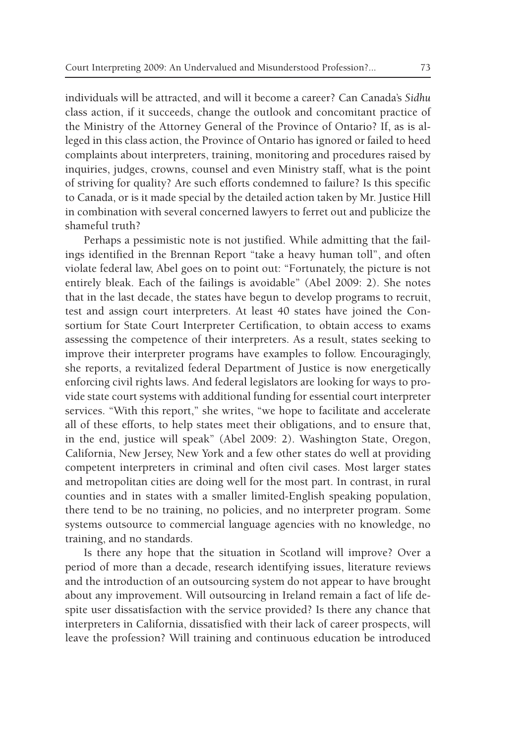individuals will be attracted, and will it become a career? Can Canada's *Sidhu* class action, if it succeeds, change the outlook and concomitant practice of the Ministry of the Attorney General of the Province of Ontario? If, as is alleged in this class action, the Province of Ontario has ignored or failed to heed complaints about interpreters, training, monitoring and procedures raised by inquiries, judges, crowns, counsel and even Ministry staff, what is the point of striving for quality? Are such efforts condemned to failure? Is this specific to Canada, or is it made special by the detailed action taken by Mr. Justice Hill in combination with several concerned lawyers to ferret out and publicize the shameful truth?

Perhaps a pessimistic note is not justified. While admitting that the failings identified in the Brennan Report "take a heavy human toll", and often violate federal law, Abel goes on to point out: "Fortunately, the picture is not entirely bleak. Each of the failings is avoidable" (Abel 2009: 2). She notes that in the last decade, the states have begun to develop programs to recruit, test and assign court interpreters. At least 40 states have joined the Consortium for State Court Interpreter Certification, to obtain access to exams assessing the competence of their interpreters. As a result, states seeking to improve their interpreter programs have examples to follow. Encouragingly, she reports, a revitalized federal Department of Justice is now energetically enforcing civil rights laws. And federal legislators are looking for ways to provide state court systems with additional funding for essential court interpreter services. "With this report," she writes, "we hope to facilitate and accelerate all of these efforts, to help states meet their obligations, and to ensure that, in the end, justice will speak" (Abel 2009: 2). Washington State, Oregon, California, New Jersey, New York and a few other states do well at providing competent interpreters in criminal and often civil cases. Most larger states and metropolitan cities are doing well for the most part. In contrast, in rural counties and in states with a smaller limited-English speaking population, there tend to be no training, no policies, and no interpreter program. Some systems outsource to commercial language agencies with no knowledge, no training, and no standards.

Is there any hope that the situation in Scotland will improve? Over a period of more than a decade, research identifying issues, literature reviews and the introduction of an outsourcing system do not appear to have brought about any improvement. Will outsourcing in Ireland remain a fact of life despite user dissatisfaction with the service provided? Is there any chance that interpreters in California, dissatisfied with their lack of career prospects, will leave the profession? Will training and continuous education be introduced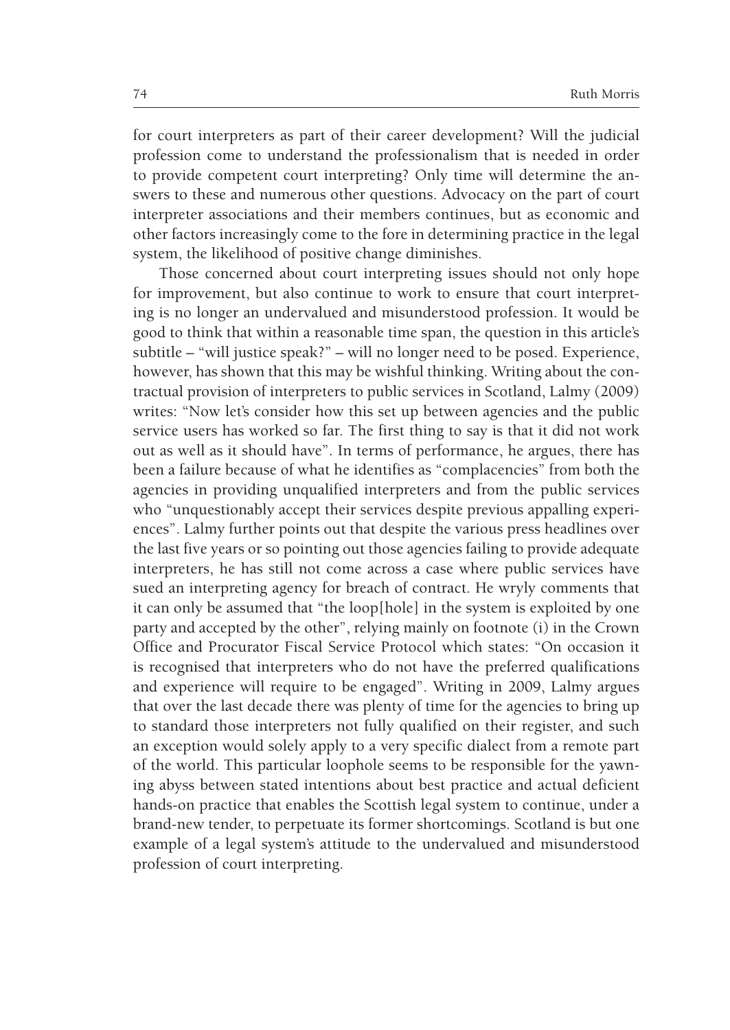for court interpreters as part of their career development? Will the judicial profession come to understand the professionalism that is needed in order to provide competent court interpreting? Only time will determine the answers to these and numerous other questions. Advocacy on the part of court interpreter associations and their members continues, but as economic and other factors increasingly come to the fore in determining practice in the legal system, the likelihood of positive change diminishes.

Those concerned about court interpreting issues should not only hope for improvement, but also continue to work to ensure that court interpreting is no longer an undervalued and misunderstood profession. It would be good to think that within a reasonable time span, the question in this article's subtitle – "will justice speak?" – will no longer need to be posed. Experience, however, has shown that this may be wishful thinking. Writing about the contractual provision of interpreters to public services in Scotland, Lalmy (2009) writes: "Now let's consider how this set up between agencies and the public service users has worked so far. The first thing to say is that it did not work out as well as it should have". In terms of performance, he argues, there has been a failure because of what he identifies as "complacencies" from both the agencies in providing unqualified interpreters and from the public services who "unquestionably accept their services despite previous appalling experiences". Lalmy further points out that despite the various press headlines over the last five years or so pointing out those agencies failing to provide adequate interpreters, he has still not come across a case where public services have sued an interpreting agency for breach of contract. He wryly comments that it can only be assumed that "the loop[hole] in the system is exploited by one party and accepted by the other", relying mainly on footnote (i) in the Crown Office and Procurator Fiscal Service Protocol which states: "On occasion it is recognised that interpreters who do not have the preferred qualifications and experience will require to be engaged". Writing in 2009, Lalmy argues that over the last decade there was plenty of time for the agencies to bring up to standard those interpreters not fully qualified on their register, and such an exception would solely apply to a very specific dialect from a remote part of the world. This particular loophole seems to be responsible for the yawning abyss between stated intentions about best practice and actual deficient hands-on practice that enables the Scottish legal system to continue, under a brand-new tender, to perpetuate its former shortcomings. Scotland is but one example of a legal system's attitude to the undervalued and misunderstood profession of court interpreting.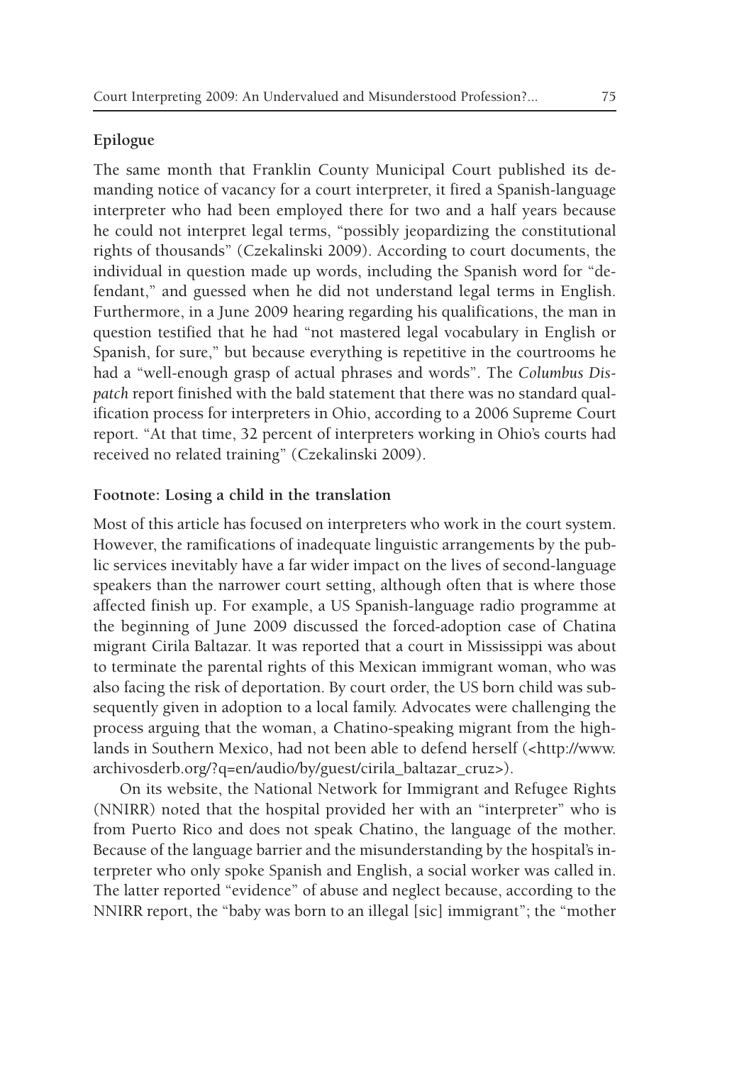### Epilogue

The same month that Franklin County Municipal Court published its demanding notice of vacancy for a court interpreter, it fired a Spanish-language interpreter who had been employed there for two and a half years because he could not interpret legal terms, "possibly jeopardizing the constitutional rights of thousands" (Czekalinski 2009). According to court documents, the individual in question made up words, including the Spanish word for "defendant," and guessed when he did not understand legal terms in English. Furthermore, in a June 2009 hearing regarding his qualifications, the man in question testified that he had "not mastered legal vocabulary in English or Spanish, for sure," but because everything is repetitive in the courtrooms he had a "well-enough grasp of actual phrases and words". The *Columbus Dispatch* report finished with the bald statement that there was no standard qualification process for interpreters in Ohio, according to a 2006 Supreme Court report. "At that time, 32 percent of interpreters working in Ohio's courts had received no related training" (Czekalinski 2009).

### Footnote: Losing a child in the translation

Most of this article has focused on interpreters who work in the court system. However, the ramifications of inadequate linguistic arrangements by the public services inevitably have a far wider impact on the lives of second-language speakers than the narrower court setting, although often that is where those affected finish up. For example, a US Spanish-language radio programme at the beginning of June 2009 discussed the forced-adoption case of Chatina migrant Cirila Baltazar. It was reported that a court in Mississippi was about to terminate the parental rights of this Mexican immigrant woman, who was also facing the risk of deportation. By court order, the US born child was subsequently given in adoption to a local family. Advocates were challenging the process arguing that the woman, a Chatino-speaking migrant from the highlands in Southern Mexico, had not been able to defend herself (<http://www.archivosderb.org/?q=en/audio/by/guest/cirila_baltazar_cruz>).

On its website, the National Network for Immigrant and Refugee Rights (NNIRR) noted that the hospital provided her with an "interpreter" who is from Puerto Rico and does not speak Chatino, the language of the mother. Because of the language barrier and the misunderstanding by the hospital's interpreter who only spoke Spanish and English, a social worker was called in. The latter reported "evidence" of abuse and neglect because, according to the NNIRR report, the "baby was born to an illegal [sic] immigrant"; the "mother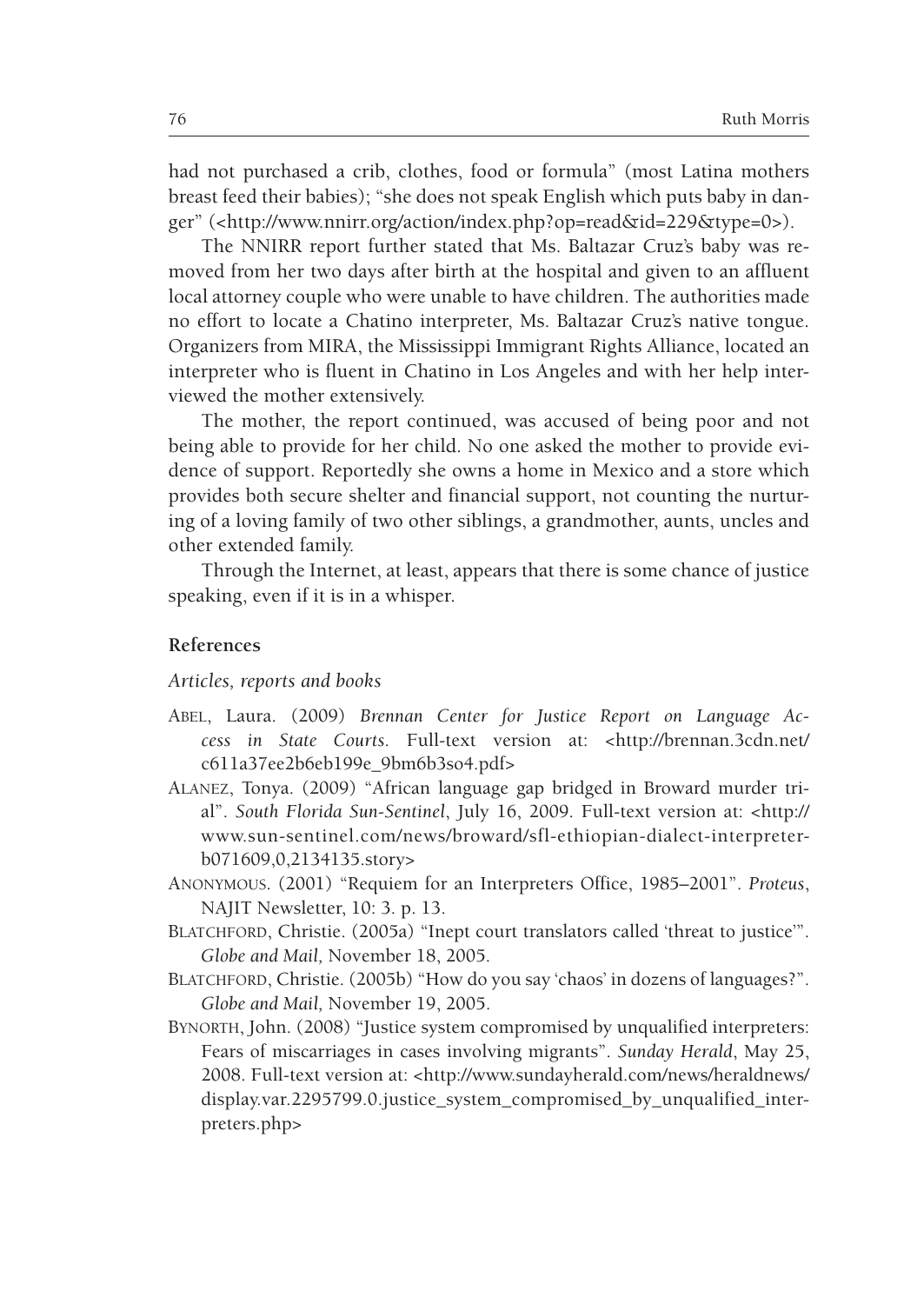had not purchased a crib, clothes, food or formula" (most Latina mothers breast feed their babies); "she does not speak English which puts baby in danger" (<http://www.nnirr.org/action/index.php?op=read&id=229&type=0>).

The NNIRR report further stated that Ms. Baltazar Cruz's baby was removed from her two days after birth at the hospital and given to an affluent local attorney couple who were unable to have children. The authorities made no effort to locate a Chatino interpreter, Ms. Baltazar Cruz's native tongue. Organizers from MIRA, the Mississippi Immigrant Rights Alliance, located an interpreter who is fluent in Chatino in Los Angeles and with her help interviewed the mother extensively.

The mother, the report continued, was accused of being poor and not being able to provide for her child. No one asked the mother to provide evidence of support. Reportedly she owns a home in Mexico and a store which provides both secure shelter and financial support, not counting the nurturing of a loving family of two other siblings, a grandmother, aunts, uncles and other extended family.

Through the Internet, at least, appears that there is some chance of justice speaking, even if it is in a whisper.

### References

*Articles, reports and books*

- Abel, Laura. (2009) *Brennan Center for Justice Report on Language Access in State Courts*. Full-text version at: <http://brennan.3cdn.net/c611a37ee2b6eb199e_9bm6b3so4.pdf>
- Alanez, Tonya. (2009) "African language gap bridged in Broward murder trial". *South Florida Sun-Sentinel*, July 16, 2009. Full-text version at: <http://www.sun-sentinel.com/news/broward/sfl-ethiopian-dialect-interpreter-b071609,0,2134135.story>
- Anonymous. (2001) "Requiem for an Interpreters Office, 1985–2001". *Proteus*, NAJIT Newsletter, 10: 3. p. 13.
- Blatchford, Christie. (2005a) "Inept court translators called 'threat to justice'". *Globe and Mail,* November 18, 2005.
- Blatchford, Christie. (2005b) "How do you say 'chaos' in dozens of languages?". *Globe and Mail,* November 19, 2005.
- Bynorth, John. (2008) "Justice system compromised by unqualified interpreters: Fears of miscarriages in cases involving migrants". *Sunday Herald*, May 25, 2008. Full-text version at: <http://www.sundayherald.com/news/heraldnews/display.var.2295799.0.justice_system_compromised_by_unqualified_interpreters.php>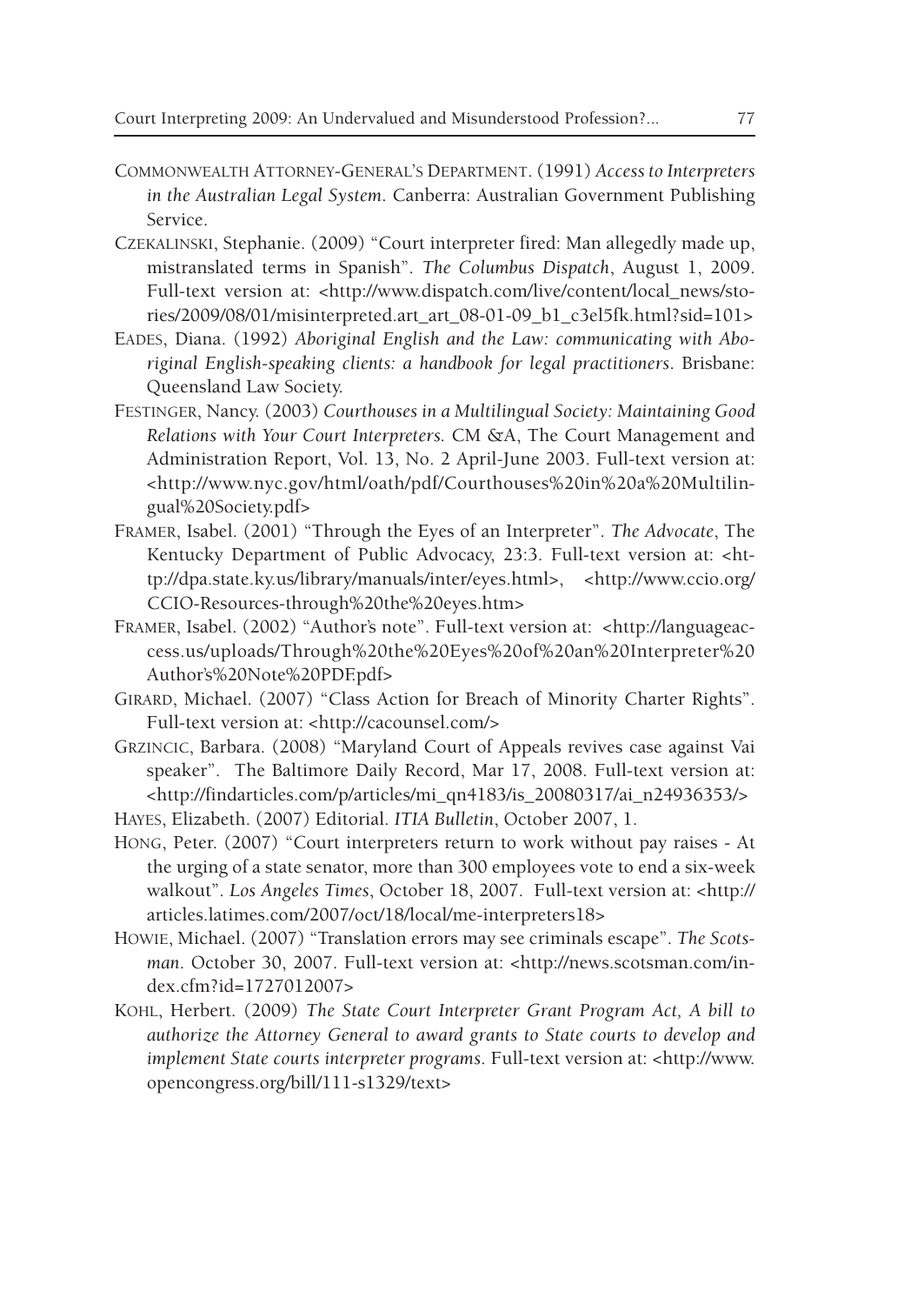COMMONWEALTH ATTORNEY-GENERAL'S DEPARTMENT. (1991) *Access to Interpreters in the Australian Legal System*. Canberra: Australian Government Publishing Service.

CZEKALINSKI, Stephanie. (2009) "Court interpreter fired: Man allegedly made up, mistranslated terms in Spanish". *The Columbus Dispatch*, August 1, 2009. Full-text version at: <http://www.dispatch.com/live/content/local_news/stories/2009/08/01/misinterpreted.art_art_08-01-09_b1_c3el5fk.html?sid=101>

EADES, Diana. (1992) *Aboriginal English and the Law: communicating with Aboriginal English-speaking clients: a handbook for legal practitioners*. Brisbane: Queensland Law Society.

FESTINGER, Nancy. (2003) *Courthouses in a Multilingual Society: Maintaining Good Relations with Your Court Interpreters.* CM &A, The Court Management and Administration Report, Vol. 13, No. 2 April-June 2003. Full-text version at: <http://www.nyc.gov/html/oath/pdf/Courthouses%20in%20a%20Multilingual%20Society.pdf>

FRAMER, Isabel. (2001) "Through the Eyes of an Interpreter". *The Advocate*, The Kentucky Department of Public Advocacy, 23:3. Full-text version at: <http://dpa.state.ky.us/library/manuals/inter/eyes.html>, <http://www.ccio.org/CCIO-Resources-through%20the%20eyes.htm>

FRAMER, Isabel. (2002) "Author's note". Full-text version at: <http://languageaccess.us/uploads/Through%20the%20Eyes%20of%20an%20Interpreter%20Author's%20Note%20PDF.pdf>

GIRARD, Michael. (2007) "Class Action for Breach of Minority Charter Rights". Full-text version at: <http://cacounsel.com/>

GRZINCIC, Barbara. (2008) "Maryland Court of Appeals revives case against Vai speaker". The Baltimore Daily Record, Mar 17, 2008. Full-text version at: <http://findarticles.com/p/articles/mi_qn4183/is_20080317/ai_n24936353/>

HAYES, Elizabeth. (2007) Editorial. *ITIA Bulletin*, October 2007, 1.

HONG, Peter. (2007) "Court interpreters return to work without pay raises - At the urging of a state senator, more than 300 employees vote to end a six-week walkout". *Los Angeles Times*, October 18, 2007. Full-text version at: <http://articles.latimes.com/2007/oct/18/local/me-interpreters18>

HOWIE, Michael. (2007) "Translation errors may see criminals escape". *The Scotsman*. October 30, 2007. Full-text version at: <http://news.scotsman.com/index.cfm?id=1727012007>

KOHL, Herbert. (2009) *The State Court Interpreter Grant Program Act, A bill to authorize the Attorney General to award grants to State courts to develop and implement State courts interpreter programs*. Full-text version at: <http://www.opencongress.org/bill/111-s1329/text>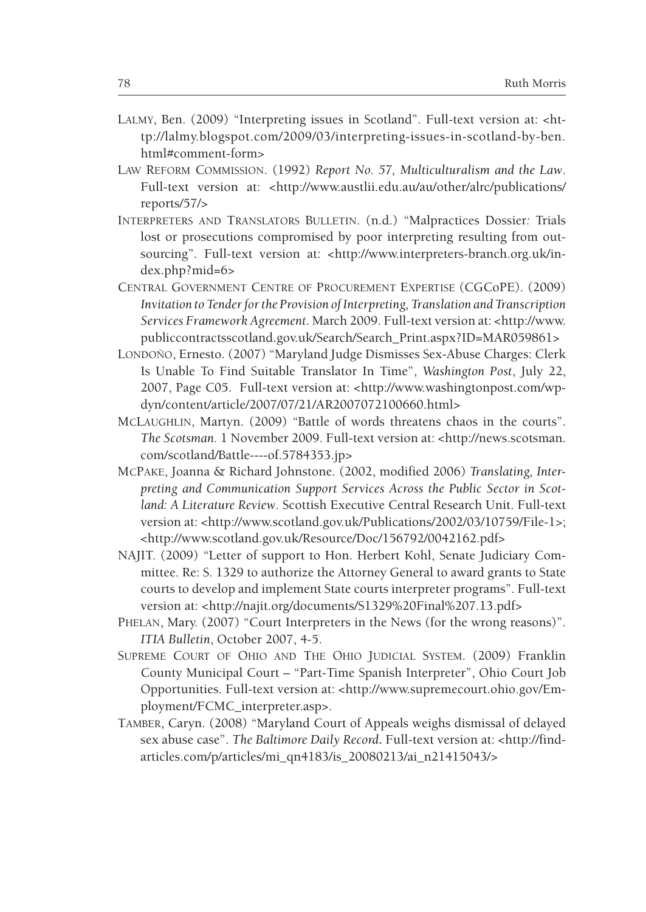LALMY, Ben. (2009) "Interpreting issues in Scotland". Full-text version at: <http://lalmy.blogspot.com/2009/03/interpreting-issues-in-scotland-by-ben.html#comment-form>

LAW REFORM COMMISSION. (1992) *Report No. 57, Multiculturalism and the Law*. Full-text version at: <http://www.austlii.edu.au/au/other/alrc/publications/reports/57/>

INTERPRETERS AND TRANSLATORS BULLETIN. (n.d.) "Malpractices Dossier: Trials lost or prosecutions compromised by poor interpreting resulting from outsourcing". Full-text version at: <http://www.interpreters-branch.org.uk/index.php?mid=6>

CENTRAL GOVERNMENT CENTRE OF PROCUREMENT EXPERTISE (CGCoPE). (2009) *Invitation to Tender for the Provision of Interpreting, Translation and Transcription Services Framework Agreement*. March 2009. Full-text version at: <http://www.publiccontractsscotland.gov.uk/Search/Search_Print.aspx?ID=MAR059861>

LONDOÑO, Ernesto. (2007) "Maryland Judge Dismisses Sex-Abuse Charges: Clerk Is Unable To Find Suitable Translator In Time", *Washington Post*, July 22, 2007, Page C05. Full-text version at: <http://www.washingtonpost.com/wp-dyn/content/article/2007/07/21/AR2007072100660.html>

MCLAUGHLIN, Martyn. (2009) "Battle of words threatens chaos in the courts". *The Scotsman*. 1 November 2009. Full-text version at: <http://news.scotsman.com/scotland/Battle----of.5784353.jp>

MCPAKE, Joanna & Richard Johnstone. (2002, modified 2006) *Translating, Interpreting and Communication Support Services Across the Public Sector in Scotland: A Literature Review*. Scottish Executive Central Research Unit. Full-text version at: <http://www.scotland.gov.uk/Publications/2002/03/10759/File-1>; <http://www.scotland.gov.uk/Resource/Doc/156792/0042162.pdf>

NAJIT. (2009) "Letter of support to Hon. Herbert Kohl, Senate Judiciary Committee. Re: S. 1329 to authorize the Attorney General to award grants to State courts to develop and implement State courts interpreter programs". Full-text version at: <http://najit.org/documents/S1329%20Final%207.13.pdf>

PHELAN, Mary. (2007) "Court Interpreters in the News (for the wrong reasons)". *ITIA Bulletin*, October 2007, 4-5.

SUPREME COURT OF OHIO AND THE OHIO JUDICIAL SYSTEM. (2009) Franklin County Municipal Court – "Part-Time Spanish Interpreter", Ohio Court Job Opportunities. Full-text version at: <http://www.supremecourt.ohio.gov/Employment/FCMC_interpreter.asp>.

TAMBER, Caryn. (2008) "Maryland Court of Appeals weighs dismissal of delayed sex abuse case". *The Baltimore Daily Record*. Full-text version at: <http://findarticles.com/p/articles/mi_qn4183/is_20080213/ai_n21415043/>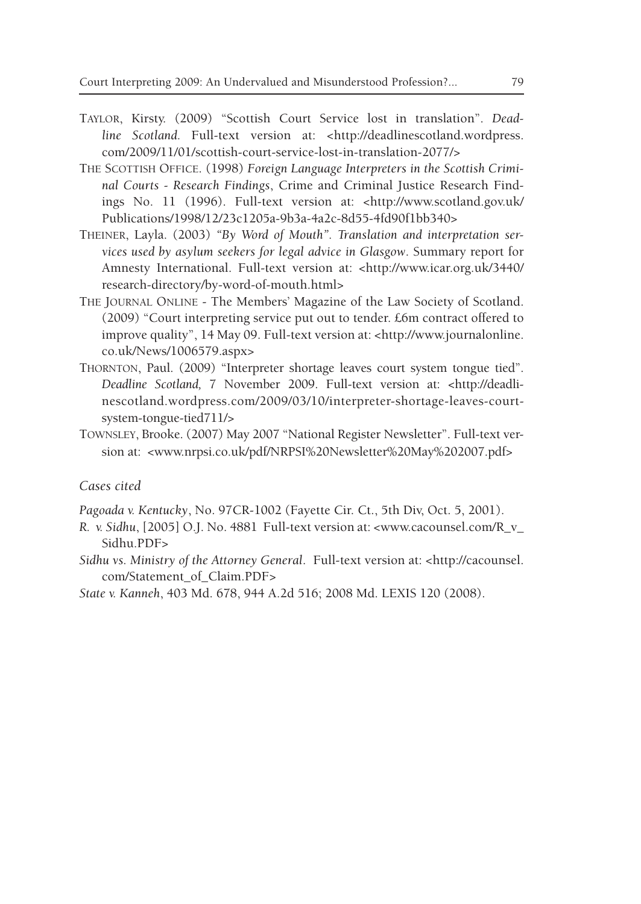TAYLOR, Kirsty. (2009) "Scottish Court Service lost in translation". *Deadline Scotland.* Full-text version at: <http://deadlinescotland.wordpress.com/2009/11/01/scottish-court-service-lost-in-translation-2077/>

THE SCOTTISH OFFICE. (1998) *Foreign Language Interpreters in the Scottish Criminal Courts - Research Findings*, Crime and Criminal Justice Research Findings No. 11 (1996). Full-text version at: <http://www.scotland.gov.uk/Publications/1998/12/23c1205a-9b3a-4a2c-8d55-4fd90f1bb340>

THEINER, Layla. (2003) *"By Word of Mouth". Translation and interpretation services used by asylum seekers for legal advice in Glasgow.* Summary report for Amnesty International. Full-text version at: <http://www.icar.org.uk/3440/research-directory/by-word-of-mouth.html>

THE JOURNAL ONLINE - The Members' Magazine of the Law Society of Scotland. (2009) "Court interpreting service put out to tender. £6m contract offered to improve quality", 14 May 09. Full-text version at: <http://www.journalonline.co.uk/News/1006579.aspx>

THORNTON, Paul. (2009) "Interpreter shortage leaves court system tongue tied". *Deadline Scotland,* 7 November 2009. Full-text version at: <http://deadlinescotland.wordpress.com/2009/03/10/interpreter-shortage-leaves-court-system-tongue-tied711/>

TOWNSLEY, Brooke. (2007) May 2007 "National Register Newsletter". Full-text version at: <www.nrpsi.co.uk/pdf/NRPSI%20Newsletter%20May%202007.pdf>

*Cases cited*

*Pagoada v. Kentucky*, No. 97CR-1002 (Fayette Cir. Ct., 5th Div, Oct. 5, 2001).

*R. v. Sidhu*, [2005] O.J. No. 4881 Full-text version at: <www.cacounsel.com/R_v_Sidhu.PDF>

*Sidhu vs. Ministry of the Attorney General*. Full-text version at: <http://cacounsel.com/Statement_of_Claim.PDF>

*State v. Kanneh*, 403 Md. 678, 944 A.2d 516; 2008 Md. LEXIS 120 (2008).